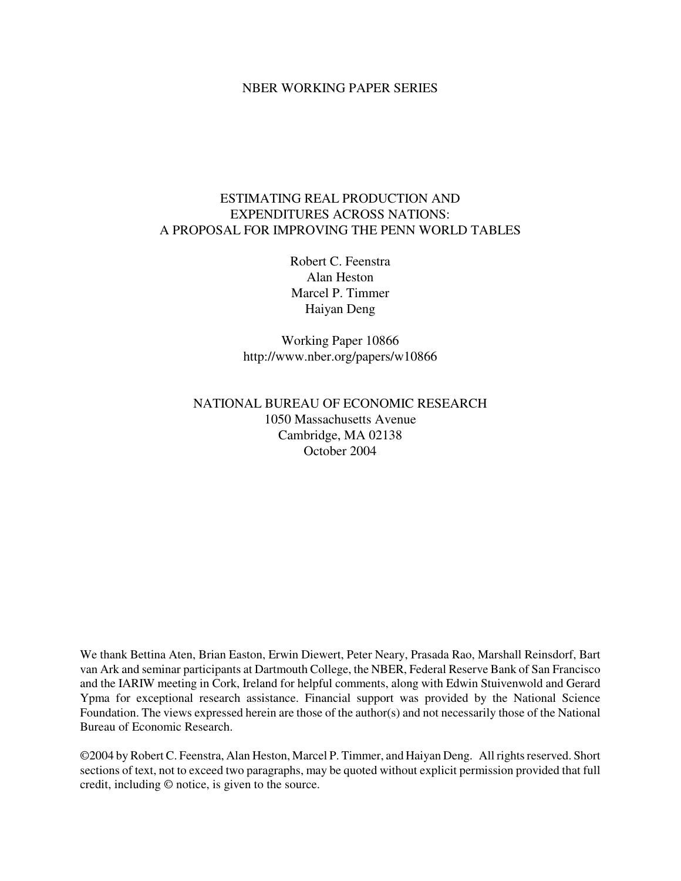NBER WORKING PAPER SERIES

# ESTIMATING REAL PRODUCTION AND EXPENDITURES ACROSS NATIONS: A PROPOSAL FOR IMPROVING THE PENN WORLD TABLES

Robert C. Feenstra
Alan Heston
Marcel P. Timmer
Haiyan Deng

Working Paper 10866
http://www.nber.org/papers/w10866

NATIONAL BUREAU OF ECONOMIC RESEARCH
1050 Massachusetts Avenue
Cambridge, MA 02138
October 2004

We thank Bettina Aten, Brian Easton, Erwin Diewert, Peter Neary, Prasada Rao, Marshall Reinsdorf, Bart van Ark and seminar participants at Dartmouth College, the NBER, Federal Reserve Bank of San Francisco and the IARIW meeting in Cork, Ireland for helpful comments, along with Edwin Stuivenwold and Gerard Ypma for exceptional research assistance. Financial support was provided by the National Science Foundation. The views expressed herein are those of the author(s) and not necessarily those of the National Bureau of Economic Research.

©2004 by Robert C. Feenstra, Alan Heston, Marcel P. Timmer, and Haiyan Deng. All rights reserved. Short sections of text, not to exceed two paragraphs, may be quoted without explicit permission provided that full credit, including © notice, is given to the source.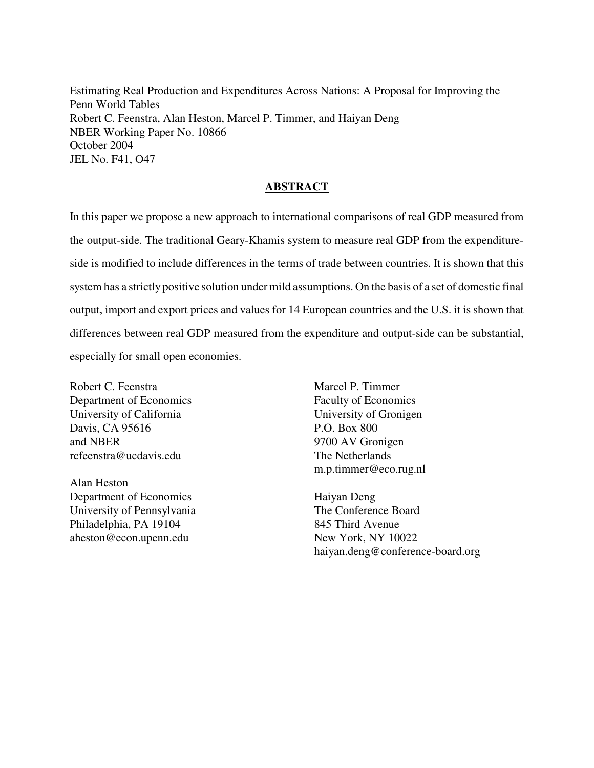Estimating Real Production and Expenditures Across Nations: A Proposal for Improving the Penn World Tables
Robert C. Feenstra, Alan Heston, Marcel P. Timmer, and Haiyan Deng
NBER Working Paper No. 10866
October 2004
JEL No. F41, O47

## ABSTRACT

In this paper we propose a new approach to international comparisons of real GDP measured from the output-side. The traditional Geary-Khamis system to measure real GDP from the expenditure-side is modified to include differences in the terms of trade between countries. It is shown that this system has a strictly positive solution under mild assumptions. On the basis of a set of domestic final output, import and export prices and values for 14 European countries and the U.S. it is shown that differences between real GDP measured from the expenditure and output-side can be substantial, especially for small open economies.

Robert C. Feenstra
Department of Economics
University of California
Davis, CA 95616
and NBER
rcfeenstra@ucdavis.edu

Alan Heston
Department of Economics
University of Pennsylvania
Philadelphia, PA 19104
aheston@econ.upenn.edu

Marcel P. Timmer
Faculty of Economics
University of Gronigen
P.O. Box 800
9700 AV Gronigen
The Netherlands
m.p.timmer@eco.rug.nl

Haiyan Deng
The Conference Board
845 Third Avenue
New York, NY 10022
haiyan.deng@conference-board.org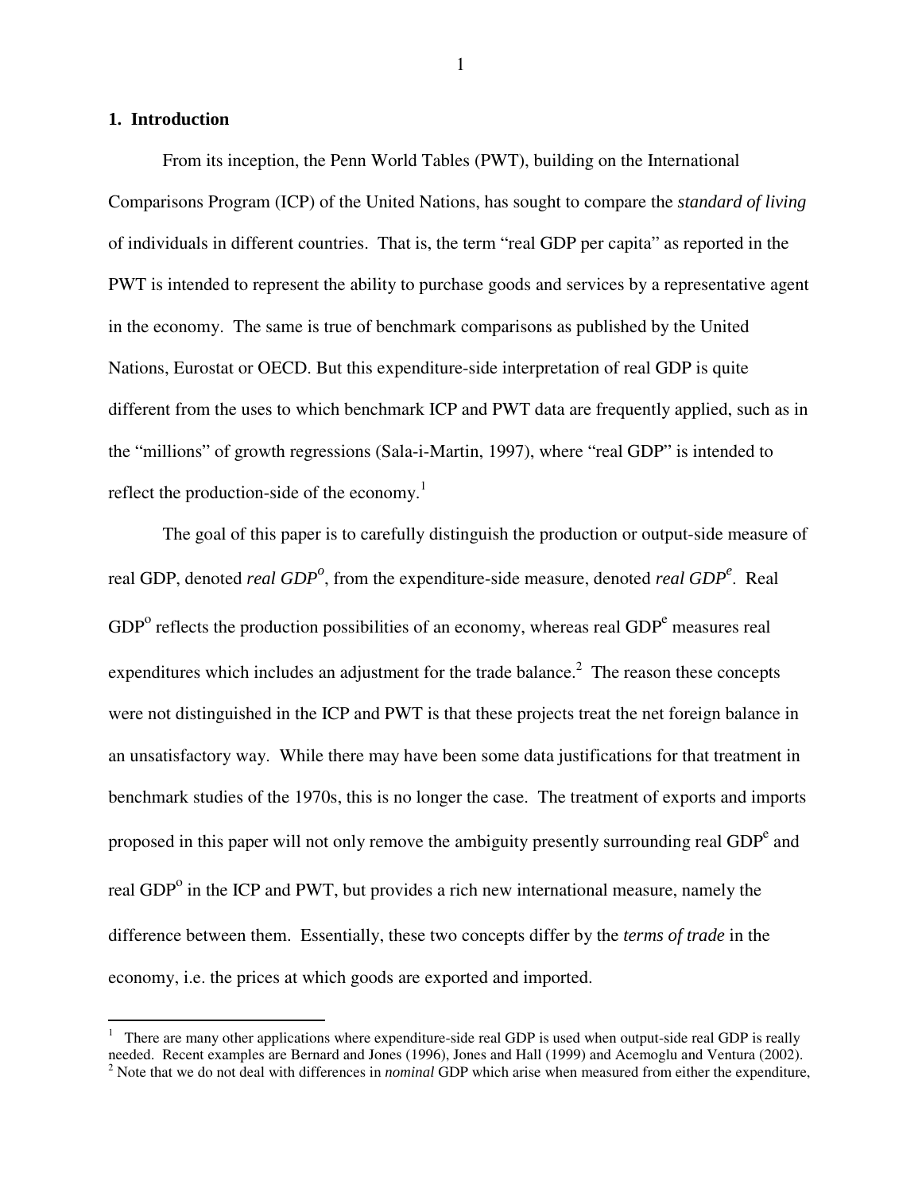## 1. Introduction

From its inception, the Penn World Tables (PWT), building on the International Comparisons Program (ICP) of the United Nations, has sought to compare the *standard of living* of individuals in different countries. That is, the term "real GDP per capita" as reported in the PWT is intended to represent the ability to purchase goods and services by a representative agent in the economy. The same is true of benchmark comparisons as published by the United Nations, Eurostat or OECD. But this expenditure-side interpretation of real GDP is quite different from the uses to which benchmark ICP and PWT data are frequently applied, such as in the "millions" of growth regressions (Sala-i-Martin, 1997), where "real GDP" is intended to reflect the production-side of the economy.[1]

The goal of this paper is to carefully distinguish the production or output-side measure of real GDP, denoted *real GDP$^o$*, from the expenditure-side measure, denoted *real GDP$^e$*. Real GDP$^o$ reflects the production possibilities of an economy, whereas real GDP$^e$ measures real expenditures which includes an adjustment for the trade balance.[2] The reason these concepts were not distinguished in the ICP and PWT is that these projects treat the net foreign balance in an unsatisfactory way. While there may have been some data justifications for that treatment in benchmark studies of the 1970s, this is no longer the case. The treatment of exports and imports proposed in this paper will not only remove the ambiguity presently surrounding real GDP$^e$ and real GDP$^o$ in the ICP and PWT, but provides a rich new international measure, namely the difference between them. Essentially, these two concepts differ by the *terms of trade* in the economy, i.e. the prices at which goods are exported and imported.

[1] There are many other applications where expenditure-side real GDP is used when output-side real GDP is really needed. Recent examples are Bernard and Jones (1996), Jones and Hall (1999) and Acemoglu and Ventura (2002).

[2] Note that we do not deal with differences in *nominal* GDP which arise when measured from either the expenditure,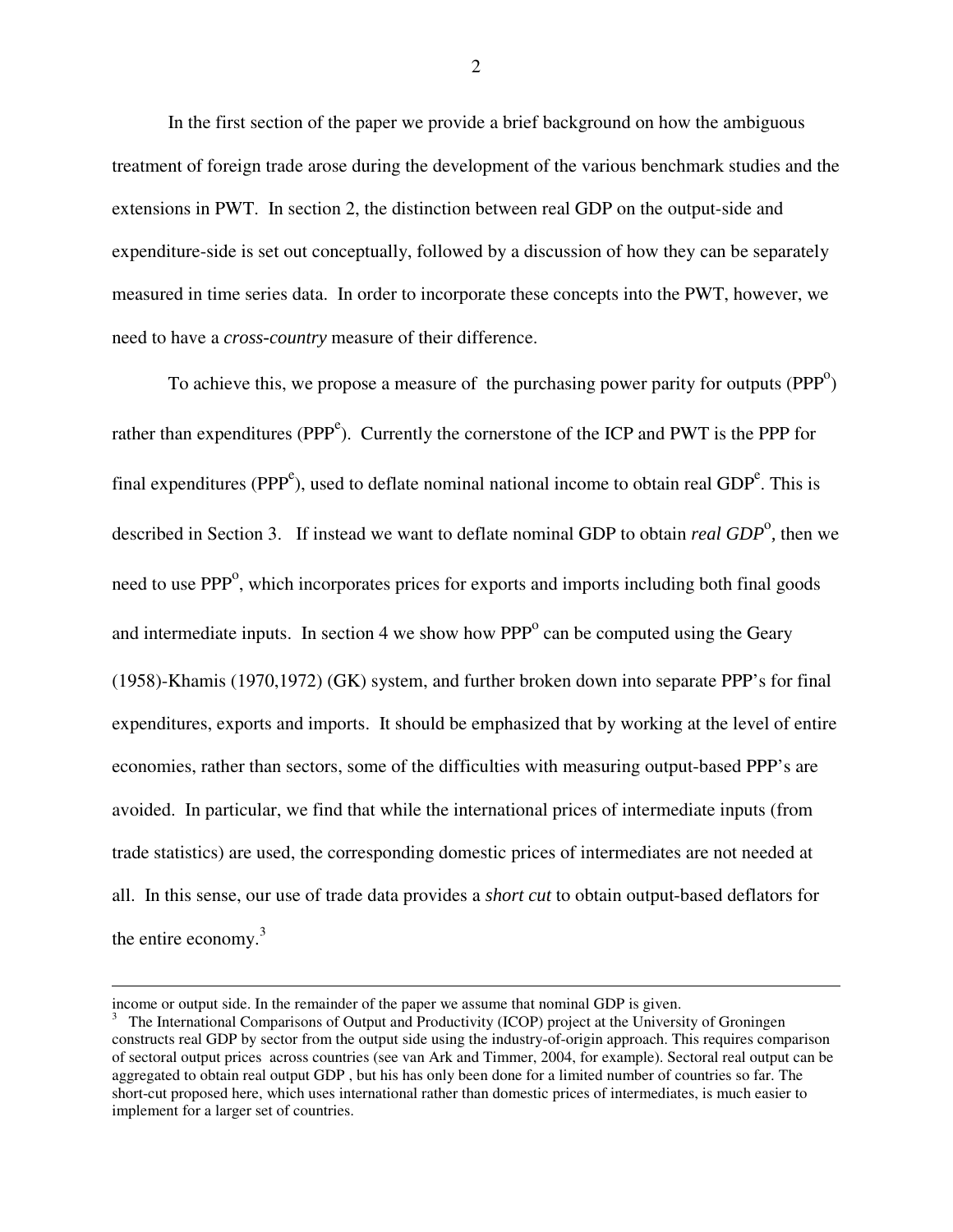In the first section of the paper we provide a brief background on how the ambiguous treatment of foreign trade arose during the development of the various benchmark studies and the extensions in PWT. In section 2, the distinction between real GDP on the output-side and expenditure-side is set out conceptually, followed by a discussion of how they can be separately measured in time series data. In order to incorporate these concepts into the PWT, however, we need to have a *cross-country* measure of their difference.

To achieve this, we propose a measure of the purchasing power parity for outputs ($PPP^o$) rather than expenditures ($PPP^e$). Currently the cornerstone of the ICP and PWT is the PPP for final expenditures ($PPP^e$), used to deflate nominal national income to obtain real $GDP^e$. This is described in Section 3. If instead we want to deflate nominal GDP to obtain *real* $GDP^o$*,* then we need to use $PPP^o$, which incorporates prices for exports and imports including both final goods and intermediate inputs. In section 4 we show how $PPP^o$ can be computed using the Geary (1958)-Khamis (1970,1972) (GK) system, and further broken down into separate PPP's for final expenditures, exports and imports. It should be emphasized that by working at the level of entire economies, rather than sectors, some of the difficulties with measuring output-based PPP's are avoided. In particular, we find that while the international prices of intermediate inputs (from trade statistics) are used, the corresponding domestic prices of intermediates are not needed at all. In this sense, our use of trade data provides a *short cut* to obtain output-based deflators for the entire economy.[3]

---

income or output side. In the remainder of the paper we assume that nominal GDP is given.

[3] The International Comparisons of Output and Productivity (ICOP) project at the University of Groningen constructs real GDP by sector from the output side using the industry-of-origin approach. This requires comparison of sectoral output prices across countries (see van Ark and Timmer, 2004, for example). Sectoral real output can be aggregated to obtain real output GDP , but his has only been done for a limited number of countries so far. The short-cut proposed here, which uses international rather than domestic prices of intermediates, is much easier to implement for a larger set of countries.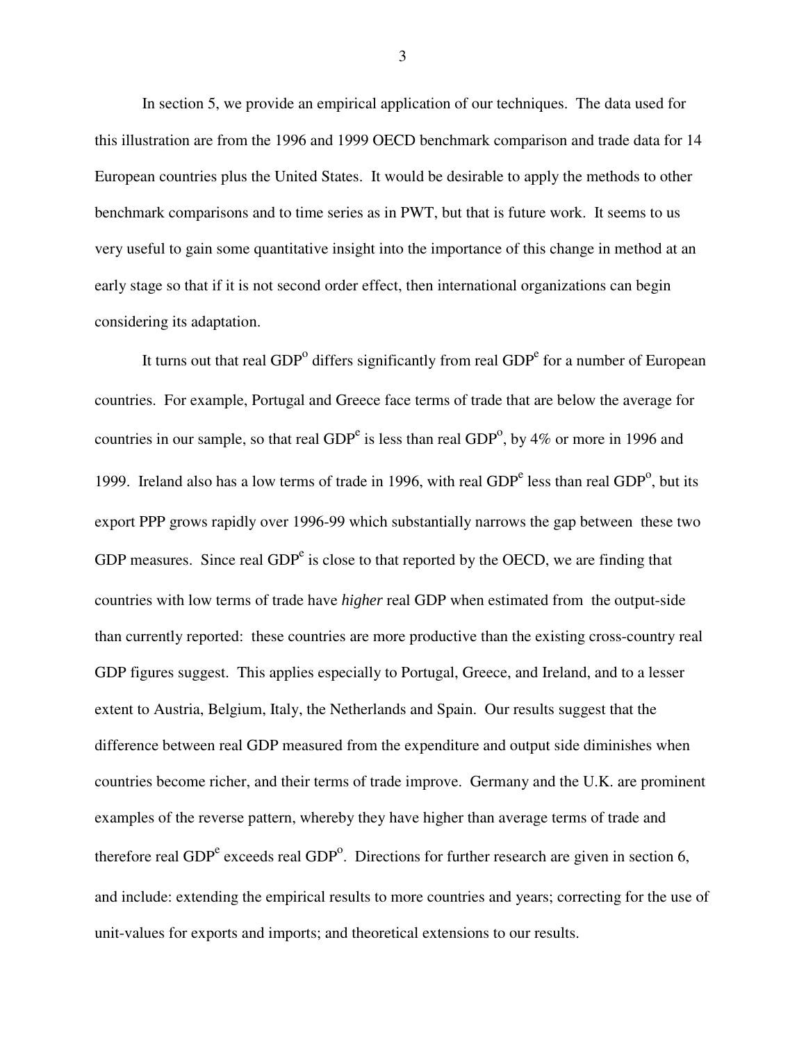In section 5, we provide an empirical application of our techniques. The data used for this illustration are from the 1996 and 1999 OECD benchmark comparison and trade data for 14 European countries plus the United States. It would be desirable to apply the methods to other benchmark comparisons and to time series as in PWT, but that is future work. It seems to us very useful to gain some quantitative insight into the importance of this change in method at an early stage so that if it is not second order effect, then international organizations can begin considering its adaptation.

It turns out that real GDP$^o$ differs significantly from real GDP$^e$ for a number of European countries. For example, Portugal and Greece face terms of trade that are below the average for countries in our sample, so that real GDP$^e$ is less than real GDP$^o$, by 4% or more in 1996 and 1999. Ireland also has a low terms of trade in 1996, with real GDP$^e$ less than real GDP$^o$, but its export PPP grows rapidly over 1996-99 which substantially narrows the gap between these two GDP measures. Since real GDP$^e$ is close to that reported by the OECD, we are finding that countries with low terms of trade have *higher* real GDP when estimated from the output-side than currently reported: these countries are more productive than the existing cross-country real GDP figures suggest. This applies especially to Portugal, Greece, and Ireland, and to a lesser extent to Austria, Belgium, Italy, the Netherlands and Spain. Our results suggest that the difference between real GDP measured from the expenditure and output side diminishes when countries become richer, and their terms of trade improve. Germany and the U.K. are prominent examples of the reverse pattern, whereby they have higher than average terms of trade and therefore real GDP$^e$ exceeds real GDP$^o$. Directions for further research are given in section 6, and include: extending the empirical results to more countries and years; correcting for the use of unit-values for exports and imports; and theoretical extensions to our results.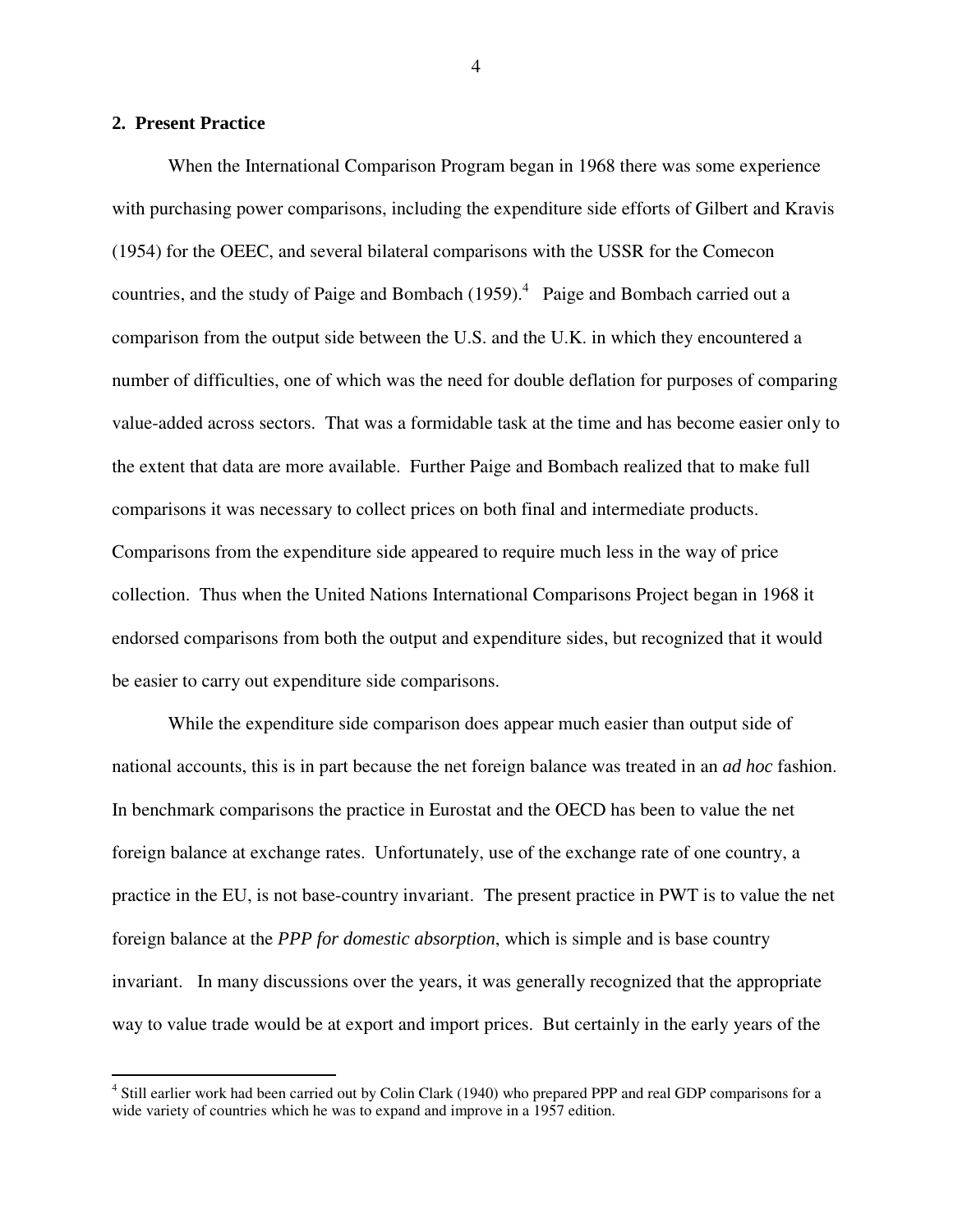## 2. Present Practice

When the International Comparison Program began in 1968 there was some experience with purchasing power comparisons, including the expenditure side efforts of Gilbert and Kravis (1954) for the OEEC, and several bilateral comparisons with the USSR for the Comecon countries, and the study of Paige and Bombach (1959).[4] Paige and Bombach carried out a comparison from the output side between the U.S. and the U.K. in which they encountered a number of difficulties, one of which was the need for double deflation for purposes of comparing value-added across sectors. That was a formidable task at the time and has become easier only to the extent that data are more available. Further Paige and Bombach realized that to make full comparisons it was necessary to collect prices on both final and intermediate products. Comparisons from the expenditure side appeared to require much less in the way of price collection. Thus when the United Nations International Comparisons Project began in 1968 it endorsed comparisons from both the output and expenditure sides, but recognized that it would be easier to carry out expenditure side comparisons.

While the expenditure side comparison does appear much easier than output side of national accounts, this is in part because the net foreign balance was treated in an *ad hoc* fashion. In benchmark comparisons the practice in Eurostat and the OECD has been to value the net foreign balance at exchange rates. Unfortunately, use of the exchange rate of one country, a practice in the EU, is not base-country invariant. The present practice in PWT is to value the net foreign balance at the *PPP for domestic absorption*, which is simple and is base country invariant. In many discussions over the years, it was generally recognized that the appropriate way to value trade would be at export and import prices. But certainly in the early years of the

[4] Still earlier work had been carried out by Colin Clark (1940) who prepared PPP and real GDP comparisons for a wide variety of countries which he was to expand and improve in a 1957 edition.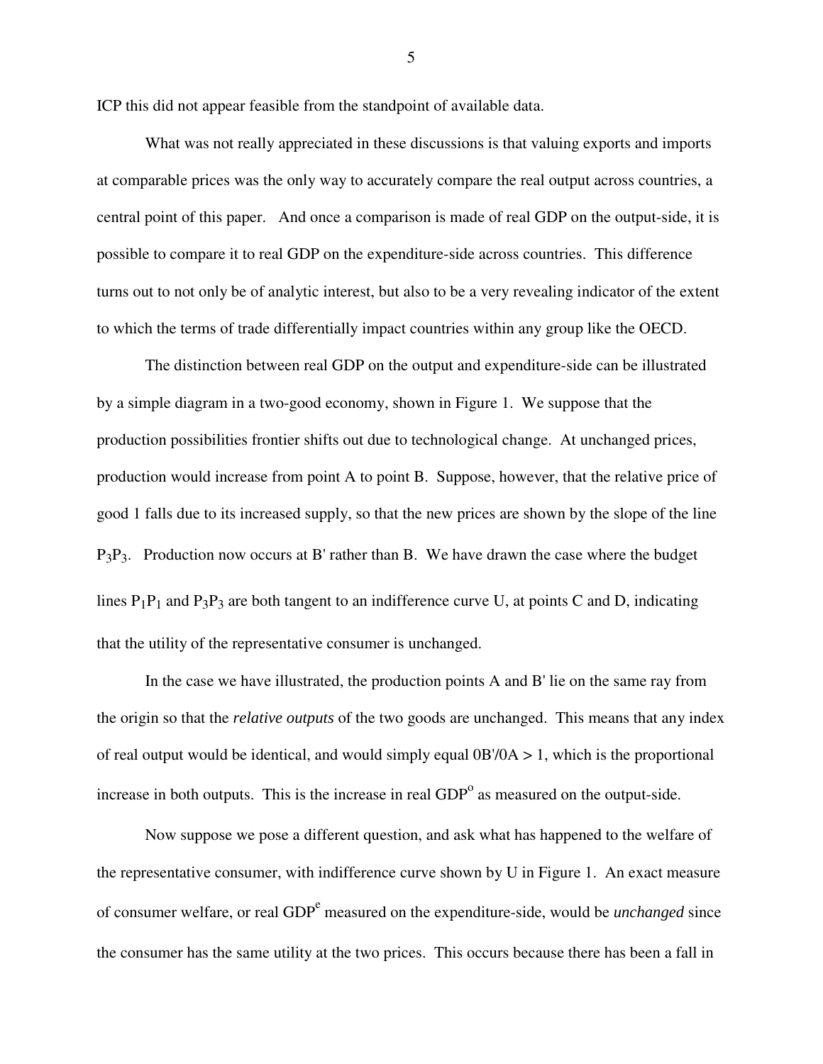ICP this did not appear feasible from the standpoint of available data.

What was not really appreciated in these discussions is that valuing exports and imports at comparable prices was the only way to accurately compare the real output across countries, a central point of this paper. And once a comparison is made of real GDP on the output-side, it is possible to compare it to real GDP on the expenditure-side across countries. This difference turns out to not only be of analytic interest, but also to be a very revealing indicator of the extent to which the terms of trade differentially impact countries within any group like the OECD.

The distinction between real GDP on the output and expenditure-side can be illustrated by a simple diagram in a two-good economy, shown in Figure 1. We suppose that the production possibilities frontier shifts out due to technological change. At unchanged prices, production would increase from point A to point B. Suppose, however, that the relative price of good 1 falls due to its increased supply, so that the new prices are shown by the slope of the line $P_3P_3$. Production now occurs at B' rather than B. We have drawn the case where the budget lines $P_1P_1$ and $P_3P_3$ are both tangent to an indifference curve U, at points C and D, indicating that the utility of the representative consumer is unchanged.

In the case we have illustrated, the production points A and B' lie on the same ray from the origin so that the *relative outputs* of the two goods are unchanged. This means that any index of real output would be identical, and would simply equal $0B'/0A > 1$, which is the proportional increase in both outputs. This is the increase in real $GDP^o$ as measured on the output-side.

Now suppose we pose a different question, and ask what has happened to the welfare of the representative consumer, with indifference curve shown by U in Figure 1. An exact measure of consumer welfare, or real $GDP^e$ measured on the expenditure-side, would be *unchanged* since the consumer has the same utility at the two prices. This occurs because there has been a fall in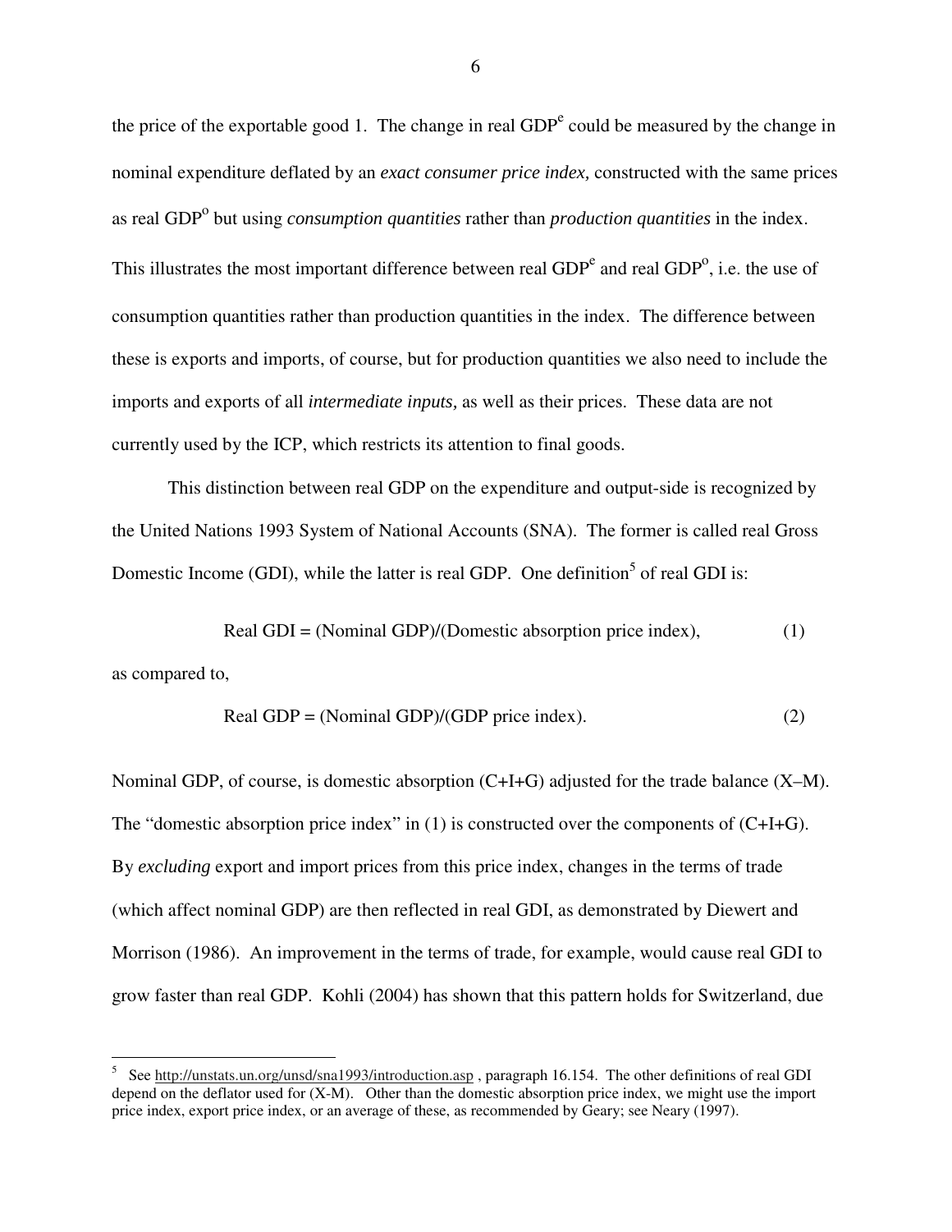the price of the exportable good 1. The change in real GDP$^e$ could be measured by the change in nominal expenditure deflated by an *exact consumer price index,* constructed with the same prices as real GDP$^o$ but using *consumption quantities* rather than *production quantities* in the index. This illustrates the most important difference between real GDP$^e$ and real GDP$^o$, i.e. the use of consumption quantities rather than production quantities in the index. The difference between these is exports and imports, of course, but for production quantities we also need to include the imports and exports of all *intermediate inputs,* as well as their prices. These data are not currently used by the ICP, which restricts its attention to final goods.

This distinction between real GDP on the expenditure and output-side is recognized by the United Nations 1993 System of National Accounts (SNA). The former is called real Gross Domestic Income (GDI), while the latter is real GDP. One definition[5] of real GDI is:

$$\text{Real GDI} = (\text{Nominal GDP})/(\text{Domestic absorption price index}), \tag{1}$$

as compared to,

$$\text{Real GDP} = (\text{Nominal GDP})/(\text{GDP price index}). \tag{2}$$

Nominal GDP, of course, is domestic absorption (C+I+G) adjusted for the trade balance (X–M). The "domestic absorption price index" in (1) is constructed over the components of (C+I+G). By *excluding* export and import prices from this price index, changes in the terms of trade (which affect nominal GDP) are then reflected in real GDI, as demonstrated by Diewert and Morrison (1986). An improvement in the terms of trade, for example, would cause real GDI to grow faster than real GDP. Kohli (2004) has shown that this pattern holds for Switzerland, due

[5] See http://unstats.un.org/unsd/sna1993/introduction.asp , paragraph 16.154. The other definitions of real GDI depend on the deflator used for (X-M). Other than the domestic absorption price index, we might use the import price index, export price index, or an average of these, as recommended by Geary; see Neary (1997).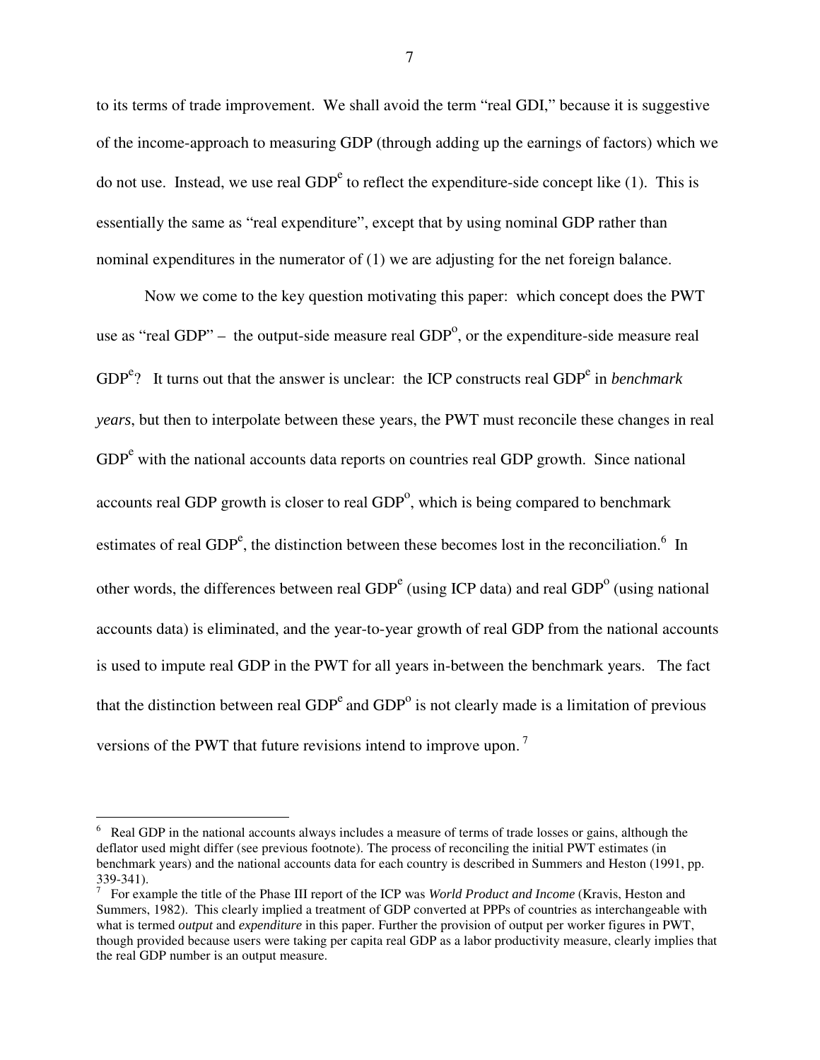to its terms of trade improvement. We shall avoid the term "real GDI," because it is suggestive of the income-approach to measuring GDP (through adding up the earnings of factors) which we do not use. Instead, we use real $GDP^e$ to reflect the expenditure-side concept like (1). This is essentially the same as "real expenditure", except that by using nominal GDP rather than nominal expenditures in the numerator of (1) we are adjusting for the net foreign balance.

Now we come to the key question motivating this paper: which concept does the PWT use as "real GDP" – the output-side measure real $GDP^o$, or the expenditure-side measure real $GDP^e$? It turns out that the answer is unclear: the ICP constructs real $GDP^e$ in *benchmark years*, but then to interpolate between these years, the PWT must reconcile these changes in real $GDP^e$ with the national accounts data reports on countries real GDP growth. Since national accounts real GDP growth is closer to real $GDP^o$, which is being compared to benchmark estimates of real $GDP^e$, the distinction between these becomes lost in the reconciliation.[6] In other words, the differences between real $GDP^e$ (using ICP data) and real $GDP^o$ (using national accounts data) is eliminated, and the year-to-year growth of real GDP from the national accounts is used to impute real GDP in the PWT for all years in-between the benchmark years. The fact that the distinction between real $GDP^e$ and $GDP^o$ is not clearly made is a limitation of previous versions of the PWT that future revisions intend to improve upon.[7]

---

[6] Real GDP in the national accounts always includes a measure of terms of trade losses or gains, although the deflator used might differ (see previous footnote). The process of reconciling the initial PWT estimates (in benchmark years) and the national accounts data for each country is described in Summers and Heston (1991, pp. 339-341).

[7] For example the title of the Phase III report of the ICP was *World Product and Income* (Kravis, Heston and Summers, 1982). This clearly implied a treatment of GDP converted at PPPs of countries as interchangeable with what is termed *output* and *expenditure* in this paper. Further the provision of output per worker figures in PWT, though provided because users were taking per capita real GDP as a labor productivity measure, clearly implies that the real GDP number is an output measure.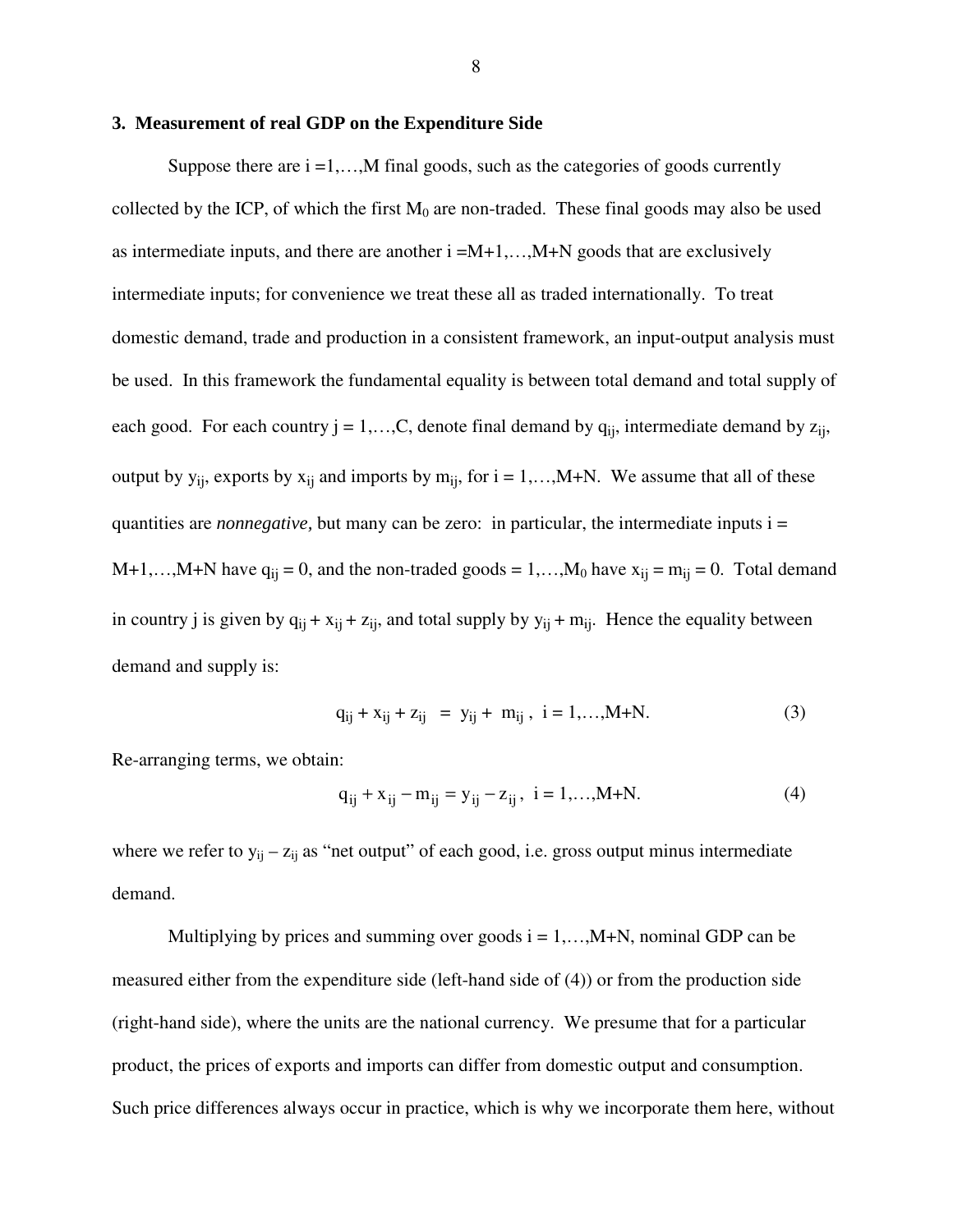## 3. Measurement of real GDP on the Expenditure Side

Suppose there are $i = 1,\ldots,M$ final goods, such as the categories of goods currently collected by the ICP, of which the first $M_0$ are non-traded. These final goods may also be used as intermediate inputs, and there are another $i = M+1,\ldots,M+N$ goods that are exclusively intermediate inputs; for convenience we treat these all as traded internationally. To treat domestic demand, trade and production in a consistent framework, an input-output analysis must be used. In this framework the fundamental equality is between total demand and total supply of each good. For each country $j = 1,\ldots,C$, denote final demand by $q_{ij}$, intermediate demand by $z_{ij}$, output by $y_{ij}$, exports by $x_{ij}$ and imports by $m_{ij}$, for $i = 1,\ldots,M+N$. We assume that all of these quantities are *nonnegative,* but many can be zero: in particular, the intermediate inputs $i = M+1,\ldots,M+N$ have $q_{ij} = 0$, and the non-traded goods $= 1,\ldots,M_0$ have $x_{ij} = m_{ij} = 0$. Total demand in country j is given by $q_{ij} + x_{ij} + z_{ij}$, and total supply by $y_{ij} + m_{ij}$. Hence the equality between demand and supply is:

$$q_{ij} + x_{ij} + z_{ij} = y_{ij} + m_{ij}, \quad i = 1,\ldots,M+N. \tag{3}$$

Re-arranging terms, we obtain:

$$q_{ij} + x_{ij} - m_{ij} = y_{ij} - z_{ij}, \quad i = 1,\ldots,M+N. \tag{4}$$

where we refer to $y_{ij} - z_{ij}$ as "net output" of each good, i.e. gross output minus intermediate demand.

Multiplying by prices and summing over goods $i = 1,\ldots,M+N$, nominal GDP can be measured either from the expenditure side (left-hand side of (4)) or from the production side (right-hand side), where the units are the national currency. We presume that for a particular product, the prices of exports and imports can differ from domestic output and consumption. Such price differences always occur in practice, which is why we incorporate them here, without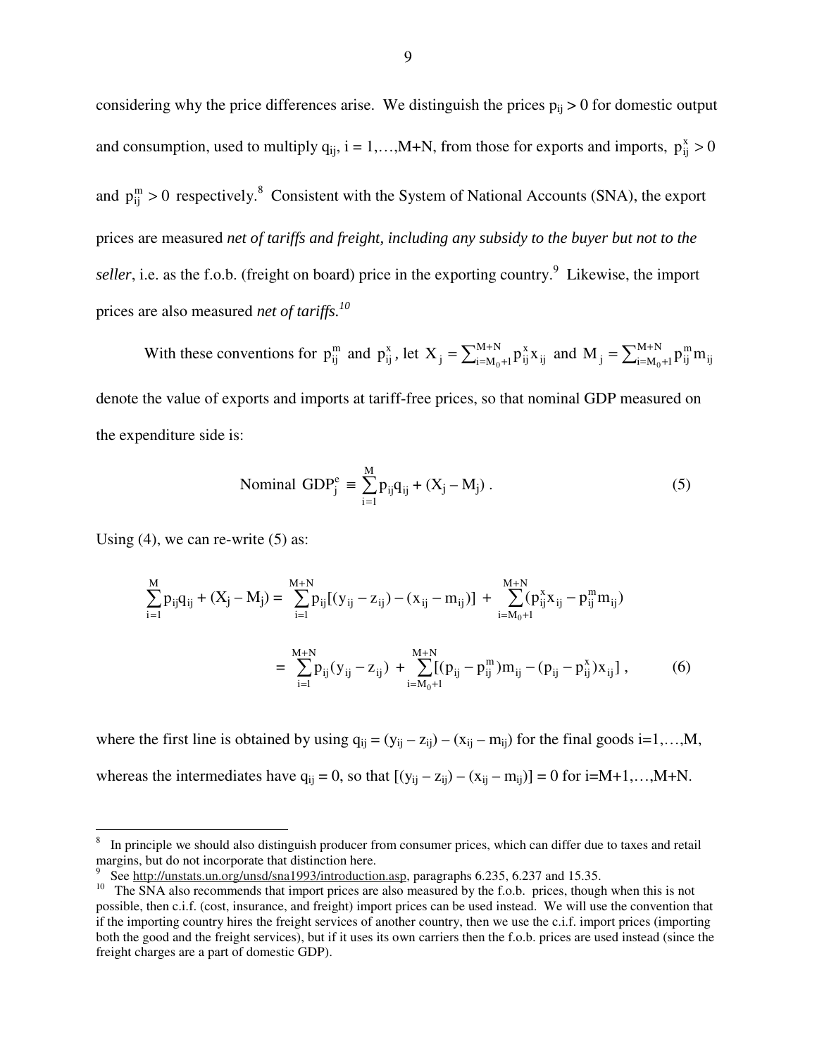considering why the price differences arise. We distinguish the prices $p_{ij} > 0$ for domestic output and consumption, used to multiply $q_{ij}$, i = 1,…,M+N, from those for exports and imports, $p^{x}_{ij} > 0$ and $p^{m}_{ij} > 0$ respectively.[8] Consistent with the System of National Accounts (SNA), the export prices are measured *net of tariffs and freight, including any subsidy to the buyer but not to the seller*, i.e. as the f.o.b. (freight on board) price in the exporting country.[9] Likewise, the import prices are also measured *net of tariffs.*[10]

With these conventions for $p^{m}_{ij}$ and $p^{x}_{ij}$, let $X_j = \sum_{i=M_0+1}^{M+N} p^{x}_{ij} x_{ij}$ and $M_j = \sum_{i=M_0+1}^{M+N} p^{m}_{ij} m_{ij}$ denote the value of exports and imports at tariff-free prices, so that nominal GDP measured on the expenditure side is:

$$\text{Nominal } GDP^{e}_{j} \equiv \sum_{i=1}^{M} p_{ij} q_{ij} + (X_j - M_j) . \tag{5}$$

Using (4), we can re-write (5) as:

$$\begin{aligned}
\sum_{i=1}^{M} p_{ij} q_{ij} + (X_j - M_j) &= \sum_{i=1}^{M+N} p_{ij}[(y_{ij} - z_{ij}) - (x_{ij} - m_{ij})] + \sum_{i=M_0+1}^{M+N} (p^{x}_{ij} x_{ij} - p^{m}_{ij} m_{ij}) \\
&= \sum_{i=1}^{M+N} p_{ij}(y_{ij} - z_{ij}) + \sum_{i=M_0+1}^{M+N} [(p_{ij} - p^{m}_{ij}) m_{ij} - (p_{ij} - p^{x}_{ij}) x_{ij}] ,
\end{aligned} \tag{6}$$

where the first line is obtained by using $q_{ij} = (y_{ij} - z_{ij}) - (x_{ij} - m_{ij})$ for the final goods i=1,…,M, whereas the intermediates have $q_{ij} = 0$, so that $[(y_{ij} - z_{ij}) - (x_{ij} - m_{ij})] = 0$ for i=M+1,…,M+N.

---

[8] In principle we should also distinguish producer from consumer prices, which can differ due to taxes and retail margins, but do not incorporate that distinction here.

[9] See http://unstats.un.org/unsd/sna1993/introduction.asp, paragraphs 6.235, 6.237 and 15.35.

[10] The SNA also recommends that import prices are also measured by the f.o.b. prices, though when this is not possible, then c.i.f. (cost, insurance, and freight) import prices can be used instead. We will use the convention that if the importing country hires the freight services of another country, then we use the c.i.f. import prices (importing both the good and the freight services), but if it uses its own carriers then the f.o.b. prices are used instead (since the freight charges are a part of domestic GDP).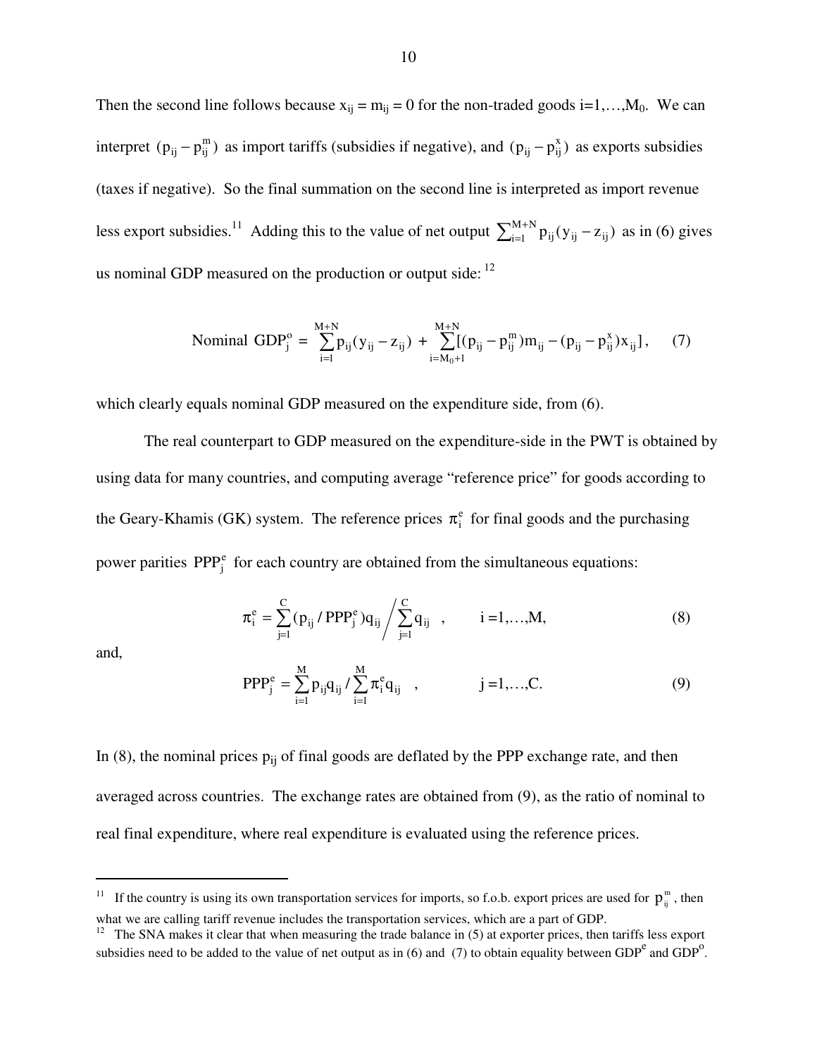Then the second line follows because $x_{ij} = m_{ij} = 0$ for the non-traded goods i=1,…,$M_0$. We can interpret $(p_{ij} - p_{ij}^m)$ as import tariffs (subsidies if negative), and $(p_{ij} - p_{ij}^x)$ as exports subsidies (taxes if negative). So the final summation on the second line is interpreted as import revenue less export subsidies.[11] Adding this to the value of net output $\sum_{i=1}^{M+N} p_{ij}(y_{ij} - z_{ij})$ as in (6) gives us nominal GDP measured on the production or output side: [12]

$$\text{Nominal GDP}_j^o = \sum_{i=1}^{M+N} p_{ij}(y_{ij} - z_{ij}) + \sum_{i=M_0+1}^{M+N} [(p_{ij} - p_{ij}^m)m_{ij} - (p_{ij} - p_{ij}^x)x_{ij}], \quad (7)$$

which clearly equals nominal GDP measured on the expenditure side, from (6).

The real counterpart to GDP measured on the expenditure-side in the PWT is obtained by using data for many countries, and computing average "reference price" for goods according to the Geary-Khamis (GK) system. The reference prices $\pi_i^e$ for final goods and the purchasing power parities $PPP_j^e$ for each country are obtained from the simultaneous equations:

$$\pi_i^e = \sum_{j=1}^{C} (p_{ij} / PPP_j^e) q_{ij} \Big/ \sum_{j=1}^{C} q_{ij} \quad , \qquad i = 1, \ldots, M, \quad (8)$$

and,

$$PPP_j^e = \sum_{i=1}^{M} p_{ij} q_{ij} / \sum_{i=1}^{M} \pi_i^e q_{ij} \quad , \qquad j = 1, \ldots, C. \quad (9)$$

In (8), the nominal prices $p_{ij}$ of final goods are deflated by the PPP exchange rate, and then averaged across countries. The exchange rates are obtained from (9), as the ratio of nominal to real final expenditure, where real expenditure is evaluated using the reference prices.

---

[11] If the country is using its own transportation services for imports, so f.o.b. export prices are used for $p_{ij}^m$, then what we are calling tariff revenue includes the transportation services, which are a part of GDP.

[12] The SNA makes it clear that when measuring the trade balance in (5) at exporter prices, then tariffs less export subsidies need to be added to the value of net output as in (6) and (7) to obtain equality between $GDP^e$ and $GDP^o$.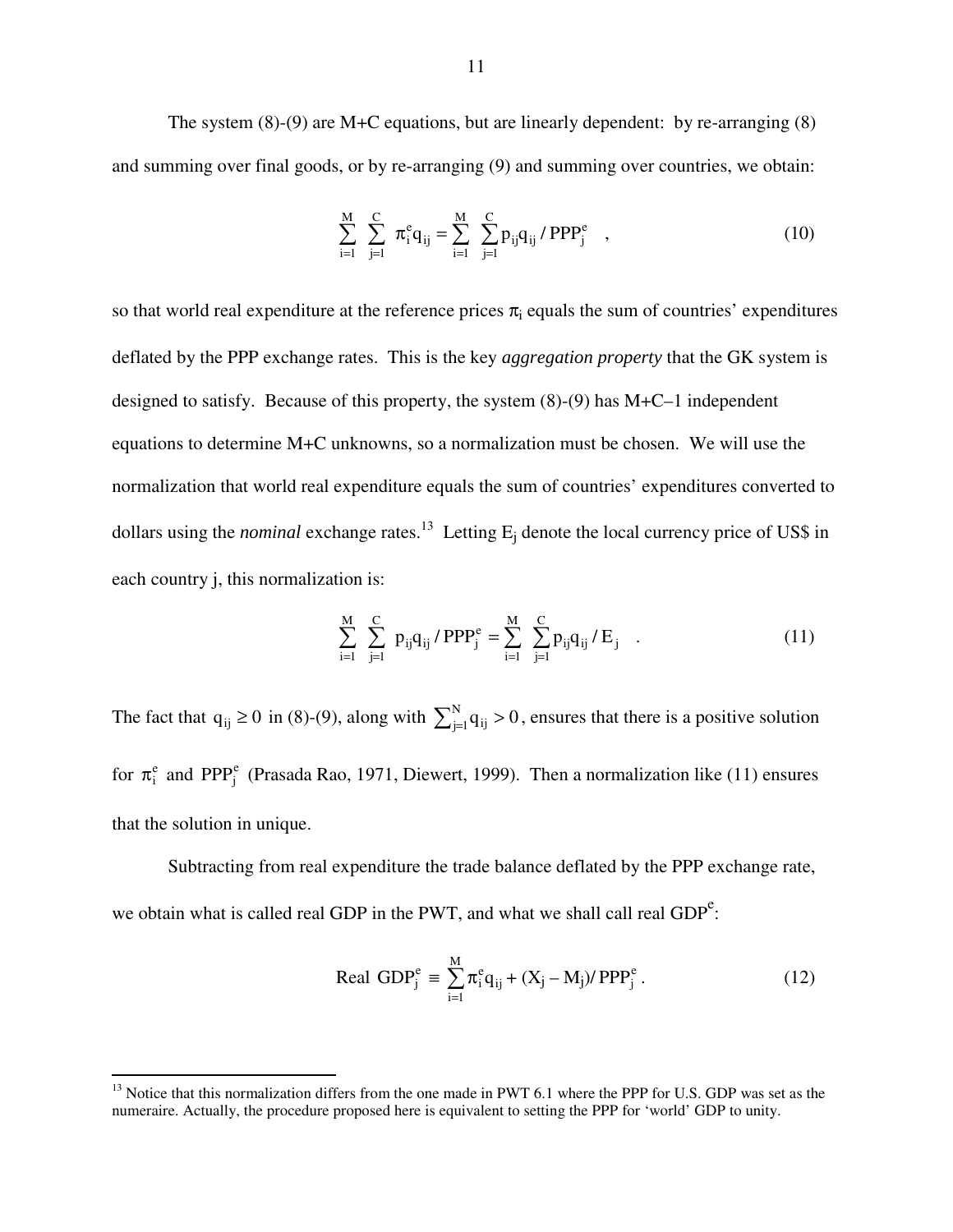The system (8)-(9) are M+C equations, but are linearly dependent: by re-arranging (8) and summing over final goods, or by re-arranging (9) and summing over countries, we obtain:

$$\sum_{i=1}^{M} \sum_{j=1}^{C} \pi_i^e q_{ij} = \sum_{i=1}^{M} \sum_{j=1}^{C} p_{ij} q_{ij} / PPP_j^e \quad , \tag{10}$$

so that world real expenditure at the reference prices $\pi_i$ equals the sum of countries' expenditures deflated by the PPP exchange rates. This is the key *aggregation property* that the GK system is designed to satisfy. Because of this property, the system (8)-(9) has M+C–1 independent equations to determine M+C unknowns, so a normalization must be chosen. We will use the normalization that world real expenditure equals the sum of countries' expenditures converted to dollars using the *nominal* exchange rates.[13] Letting $E_j$ denote the local currency price of US$ in each country j, this normalization is:

$$\sum_{i=1}^{M} \sum_{j=1}^{C} p_{ij} q_{ij} / PPP_j^e = \sum_{i=1}^{M} \sum_{j=1}^{C} p_{ij} q_{ij} / E_j \quad . \tag{11}$$

The fact that $q_{ij} \geq 0$ in (8)-(9), along with $\sum_{j=1}^{N} q_{ij} > 0$, ensures that there is a positive solution for $\pi_i^e$ and $PPP_j^e$ (Prasada Rao, 1971, Diewert, 1999). Then a normalization like (11) ensures that the solution in unique.

Subtracting from real expenditure the trade balance deflated by the PPP exchange rate, we obtain what is called real GDP in the PWT, and what we shall call real GDP$^e$:

$$\text{Real GDP}_j^e \equiv \sum_{i=1}^{M} \pi_i^e q_{ij} + (X_j - M_j)/ PPP_j^e \,. \tag{12}$$

---

[13] Notice that this normalization differs from the one made in PWT 6.1 where the PPP for U.S. GDP was set as the numeraire. Actually, the procedure proposed here is equivalent to setting the PPP for 'world' GDP to unity.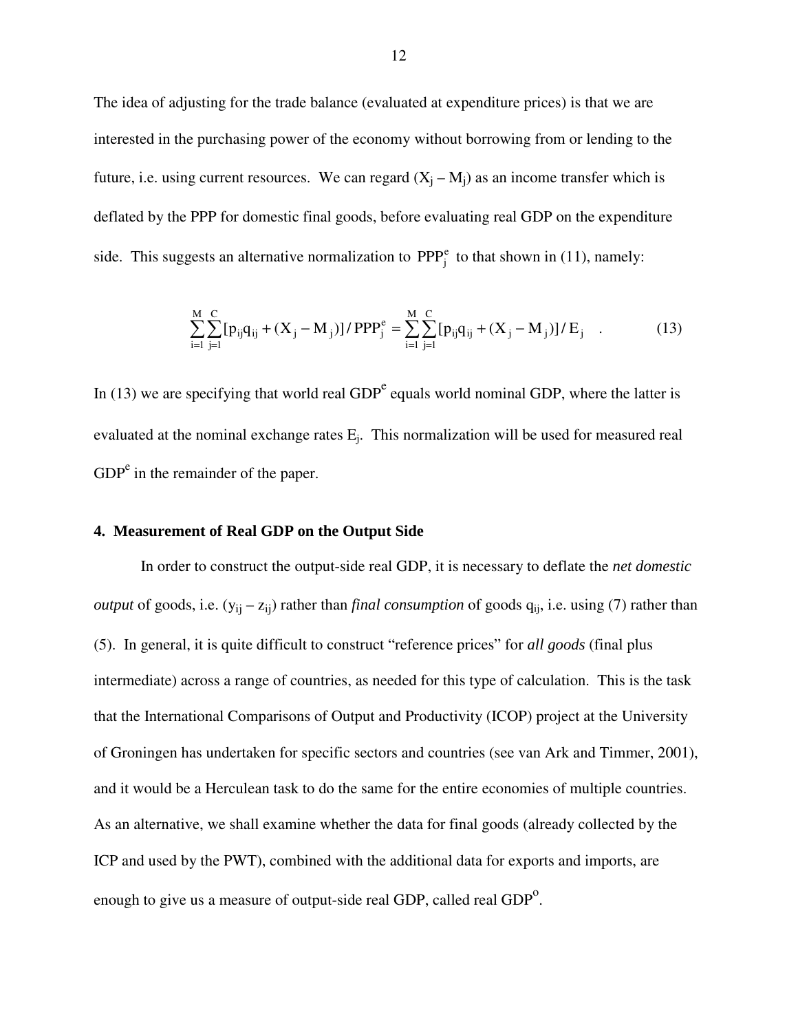The idea of adjusting for the trade balance (evaluated at expenditure prices) is that we are interested in the purchasing power of the economy without borrowing from or lending to the future, i.e. using current resources. We can regard $(X_j - M_j)$ as an income transfer which is deflated by the PPP for domestic final goods, before evaluating real GDP on the expenditure side. This suggests an alternative normalization to $PPP_j^e$ to that shown in (11), namely:

$$\sum_{i=1}^{M}\sum_{j=1}^{C}[p_{ij}q_{ij} + (X_j - M_j)] / PPP_j^e = \sum_{i=1}^{M}\sum_{j=1}^{C}[p_{ij}q_{ij} + (X_j - M_j)] / E_j \quad . \tag{13}$$

In (13) we are specifying that world real GDP$^e$ equals world nominal GDP, where the latter is evaluated at the nominal exchange rates $E_j$. This normalization will be used for measured real GDP$^e$ in the remainder of the paper.

## 4. Measurement of Real GDP on the Output Side

In order to construct the output-side real GDP, it is necessary to deflate the *net domestic output* of goods, i.e. $(y_{ij} - z_{ij})$ rather than *final consumption* of goods $q_{ij}$, i.e. using (7) rather than (5). In general, it is quite difficult to construct "reference prices" for *all goods* (final plus intermediate) across a range of countries, as needed for this type of calculation. This is the task that the International Comparisons of Output and Productivity (ICOP) project at the University of Groningen has undertaken for specific sectors and countries (see van Ark and Timmer, 2001), and it would be a Herculean task to do the same for the entire economies of multiple countries. As an alternative, we shall examine whether the data for final goods (already collected by the ICP and used by the PWT), combined with the additional data for exports and imports, are enough to give us a measure of output-side real GDP, called real GDP$^o$.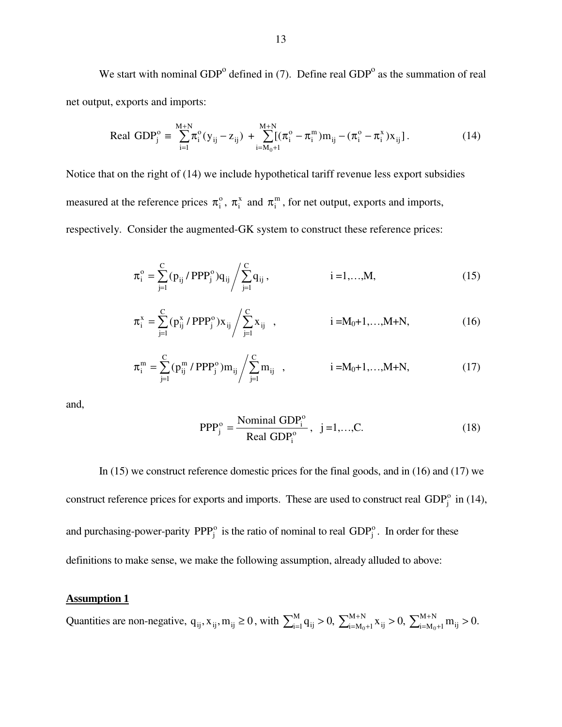We start with nominal GDP$^o$ defined in (7). Define real GDP$^o$ as the summation of real net output, exports and imports:

$$\text{Real GDP}_j^o \equiv \sum_{i=1}^{M+N} \pi_i^o (y_{ij} - z_{ij}) + \sum_{i=M_0+1}^{M+N} [(\pi_i^o - \pi_i^m) m_{ij} - (\pi_i^o - \pi_i^x) x_{ij}]. \tag{14}$$

Notice that on the right of (14) we include hypothetical tariff revenue less export subsidies measured at the reference prices $\pi_i^o$, $\pi_i^x$ and $\pi_i^m$, for net output, exports and imports, respectively. Consider the augmented-GK system to construct these reference prices:

$$\pi_i^o = \sum_{j=1}^{C} (p_{ij} / \text{PPP}_j^o) q_{ij} \Big/ \sum_{j=1}^{C} q_{ij}, \qquad i = 1, \ldots, M, \tag{15}$$

$$\pi_i^x = \sum_{j=1}^{C} (p_{ij}^x / \text{PPP}_j^o) x_{ij} \Big/ \sum_{j=1}^{C} x_{ij}, \qquad i = M_0+1, \ldots, M+N, \tag{16}$$

$$\pi_i^m = \sum_{j=1}^{C} (p_{ij}^m / \text{PPP}_j^o) m_{ij} \Big/ \sum_{j=1}^{C} m_{ij}, \qquad i = M_0+1, \ldots, M+N, \tag{17}$$

and,

$$\text{PPP}_j^o = \frac{\text{Nominal GDP}_i^o}{\text{Real GDP}_i^o}, \quad j = 1, \ldots, C. \tag{18}$$

In (15) we construct reference domestic prices for the final goods, and in (16) and (17) we construct reference prices for exports and imports. These are used to construct real $\text{GDP}_j^o$ in (14), and purchasing-power-parity $\text{PPP}_j^o$ is the ratio of nominal to real $\text{GDP}_j^o$. In order for these definitions to make sense, we make the following assumption, already alluded to above:

**Assumption 1**

Quantities are non-negative, $q_{ij}, x_{ij}, m_{ij} \geq 0$, with $\sum_{i=1}^{M} q_{ij} > 0$, $\sum_{i=M_0+1}^{M+N} x_{ij} > 0$, $\sum_{i=M_0+1}^{M+N} m_{ij} > 0$.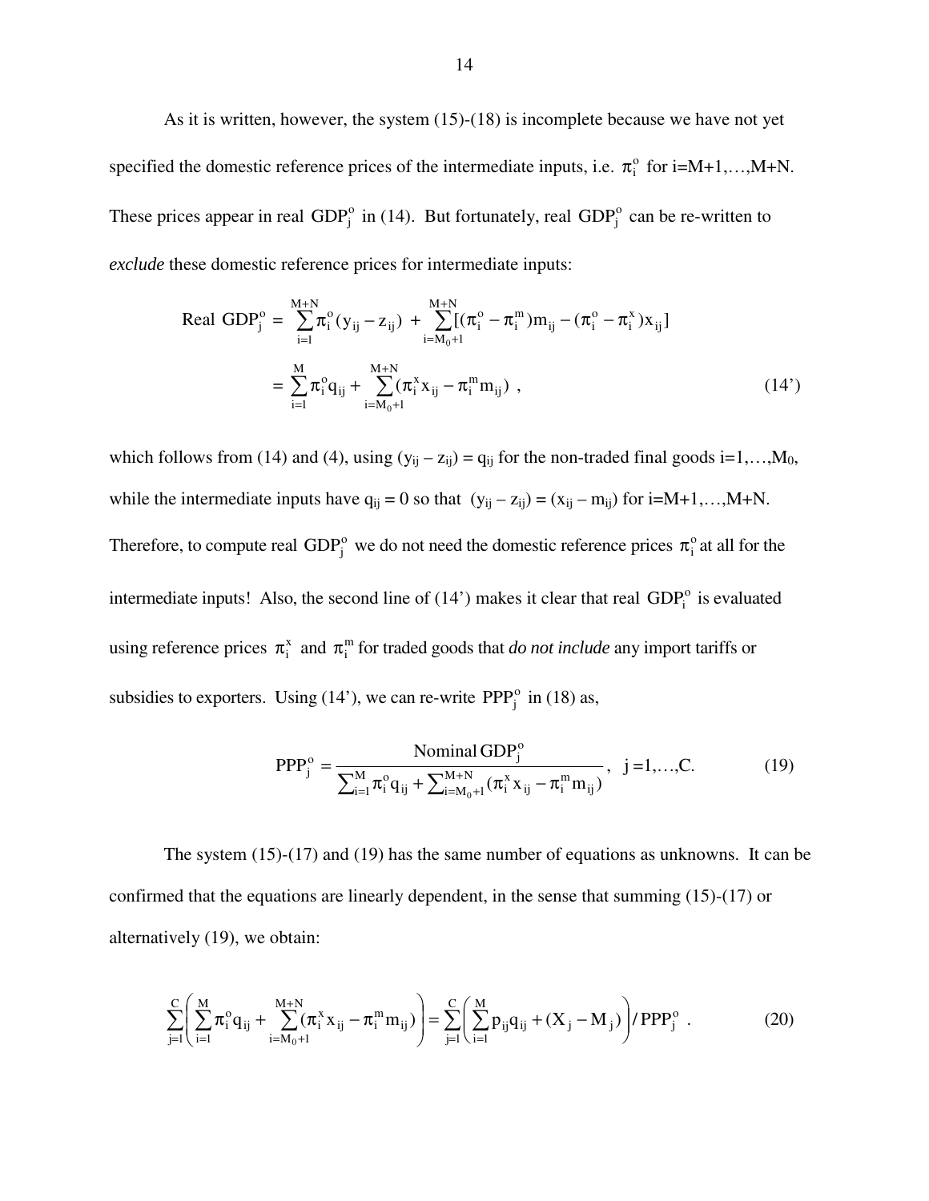As it is written, however, the system (15)-(18) is incomplete because we have not yet specified the domestic reference prices of the intermediate inputs, i.e. $\pi_i^o$ for i=M+1,…,M+N. These prices appear in real $\text{GDP}_j^o$ in (14). But fortunately, real $\text{GDP}_j^o$ can be re-written to *exclude* these domestic reference prices for intermediate inputs:

$$
\begin{aligned}
\text{Real GDP}_j^o &= \sum_{i=1}^{M+N} \pi_i^o (y_{ij} - z_{ij}) + \sum_{i=M_0+1}^{M+N} [(\pi_i^o - \pi_i^m) m_{ij} - (\pi_i^o - \pi_i^x) x_{ij}] \\
&= \sum_{i=1}^{M} \pi_i^o q_{ij} + \sum_{i=M_0+1}^{M+N} (\pi_i^x x_{ij} - \pi_i^m m_{ij}) \ , \qquad (14')
\end{aligned}
$$

which follows from (14) and (4), using $(y_{ij} - z_{ij}) = q_{ij}$ for the non-traded final goods i=1,…,$M_0$, while the intermediate inputs have $q_{ij} = 0$ so that $(y_{ij} - z_{ij}) = (x_{ij} - m_{ij})$ for i=M+1,…,M+N. Therefore, to compute real $\text{GDP}_j^o$ we do not need the domestic reference prices $\pi_i^o$ at all for the intermediate inputs! Also, the second line of (14') makes it clear that real $\text{GDP}_i^o$ is evaluated using reference prices $\pi_i^x$ and $\pi_i^m$ for traded goods that *do not include* any import tariffs or subsidies to exporters. Using (14'), we can re-write $\text{PPP}_j^o$ in (18) as,

$$
\text{PPP}_j^o = \frac{\text{Nominal GDP}_j^o}{\sum_{i=1}^{M} \pi_i^o q_{ij} + \sum_{i=M_0+1}^{M+N} (\pi_i^x x_{ij} - \pi_i^m m_{ij})}, \quad j = 1,\ldots,C. \qquad (19)
$$

The system (15)-(17) and (19) has the same number of equations as unknowns. It can be confirmed that the equations are linearly dependent, in the sense that summing (15)-(17) or alternatively (19), we obtain:

$$
\sum_{j=1}^{C} \left( \sum_{i=1}^{M} \pi_i^o q_{ij} + \sum_{i=M_0+1}^{M+N} (\pi_i^x x_{ij} - \pi_i^m m_{ij}) \right) = \sum_{j=1}^{C} \left( \sum_{i=1}^{M} p_{ij} q_{ij} + (X_j - M_j) \right) / \text{PPP}_j^o \ . \qquad (20)
$$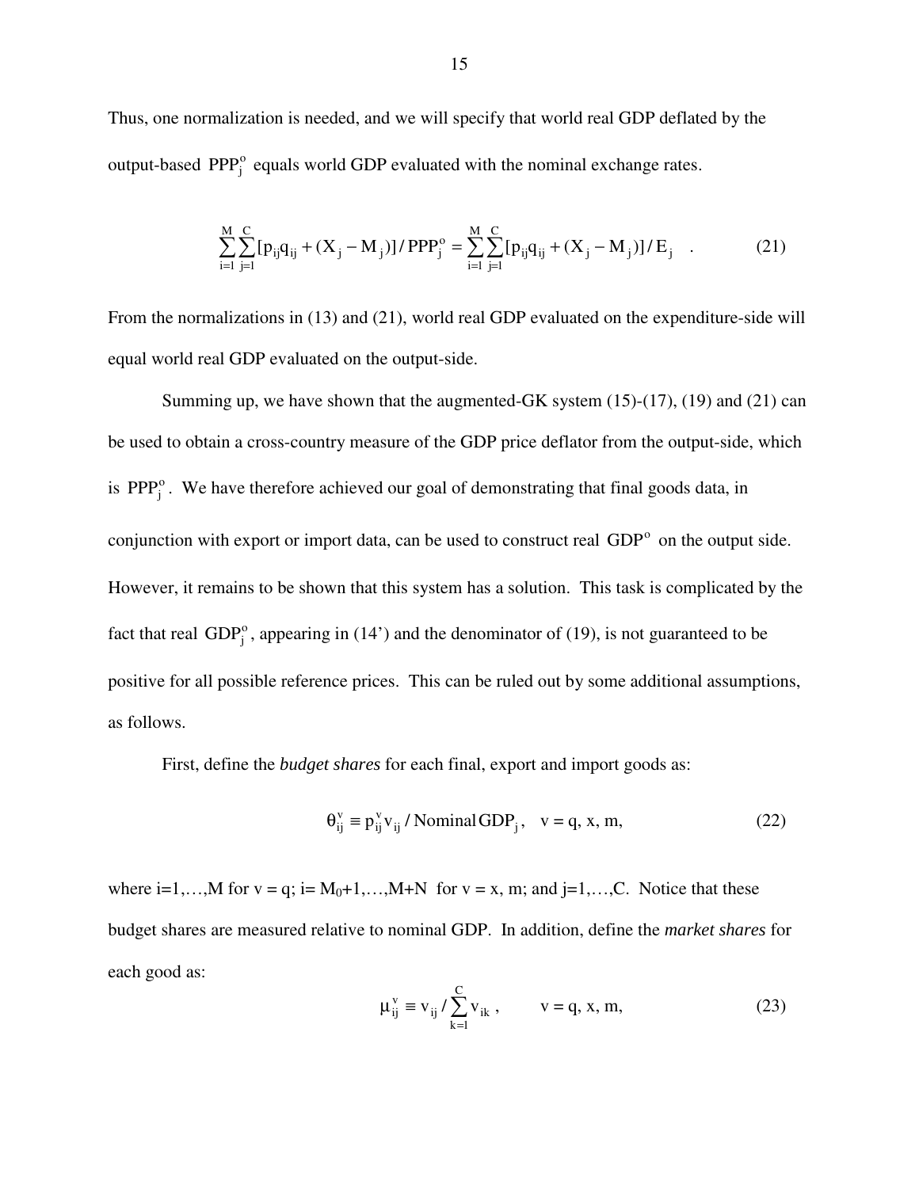Thus, one normalization is needed, and we will specify that world real GDP deflated by the output-based $\text{PPP}_j^o$ equals world GDP evaluated with the nominal exchange rates.

$$\sum_{i=1}^{M}\sum_{j=1}^{C}[p_{ij}q_{ij} + (X_j - M_j)]/\text{PPP}_j^o = \sum_{i=1}^{M}\sum_{j=1}^{C}[p_{ij}q_{ij} + (X_j - M_j)]/E_j \quad . \tag{21}$$

From the normalizations in (13) and (21), world real GDP evaluated on the expenditure-side will equal world real GDP evaluated on the output-side.

Summing up, we have shown that the augmented-GK system (15)-(17), (19) and (21) can be used to obtain a cross-country measure of the GDP price deflator from the output-side, which is $\text{PPP}_j^o$. We have therefore achieved our goal of demonstrating that final goods data, in conjunction with export or import data, can be used to construct real $\text{GDP}^o$ on the output side. However, it remains to be shown that this system has a solution. This task is complicated by the fact that real $\text{GDP}_j^o$, appearing in (14') and the denominator of (19), is not guaranteed to be positive for all possible reference prices. This can be ruled out by some additional assumptions, as follows.

First, define the *budget shares* for each final, export and import goods as:

$$\theta_{ij}^v \equiv p_{ij}^v v_{ij} / \text{Nominal GDP}_j, \quad v = q, x, m, \tag{22}$$

where i=1,…,M for v = q; i= $M_0$+1,…,M+N for v = x, m; and j=1,…,C. Notice that these budget shares are measured relative to nominal GDP. In addition, define the *market shares* for each good as:

$$\mu_{ij}^v \equiv v_{ij} / \sum_{k=1}^{C} v_{ik}, \qquad v = q, x, m, \tag{23}$$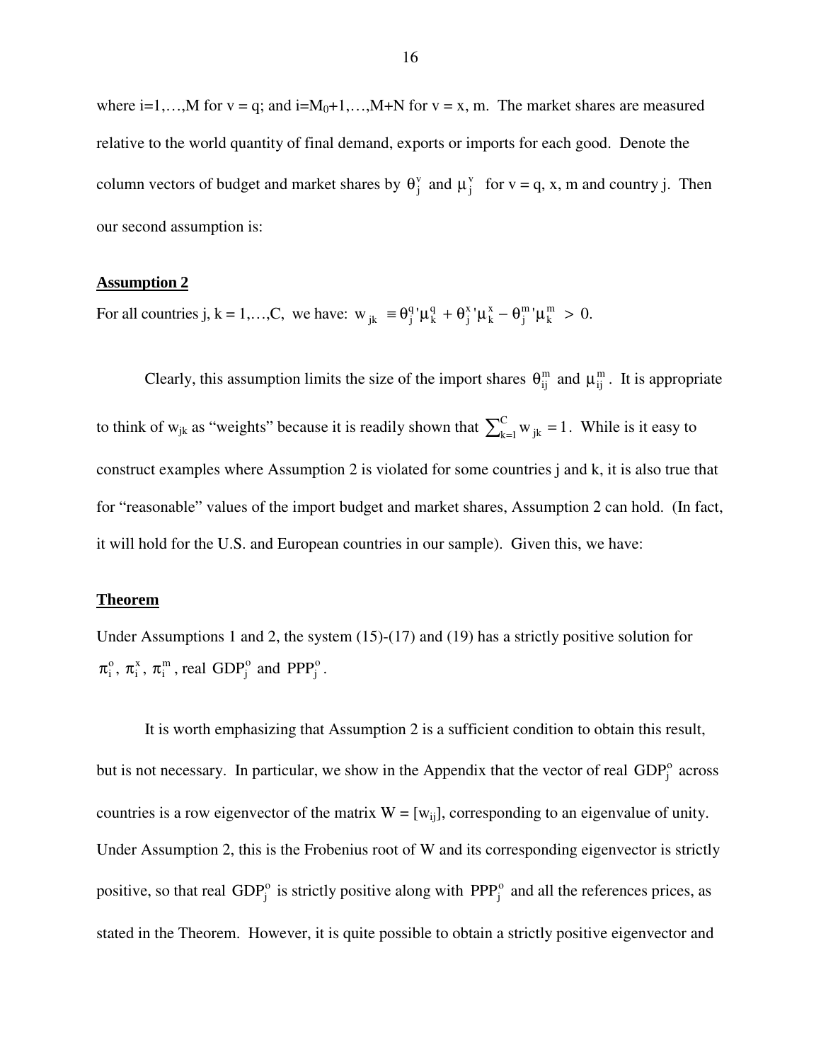where i=1,…,M for v = q; and i=$M_0$+1,…,M+N for v = x, m. The market shares are measured relative to the world quantity of final demand, exports or imports for each good. Denote the column vectors of budget and market shares by $\theta_j^v$ and $\mu_j^v$ for v = q, x, m and country j. Then our second assumption is:

**<u>Assumption 2</u>**

For all countries j, k = 1,…,C, we have: $w_{jk} \equiv \theta_j^{q}{}'\mu_k^q + \theta_j^{x}{}'\mu_k^x - \theta_j^{m}{}'\mu_k^m > 0$.

Clearly, this assumption limits the size of the import shares $\theta_{ij}^m$ and $\mu_{ij}^m$. It is appropriate to think of $w_{jk}$ as "weights" because it is readily shown that $\sum_{k=1}^{C} w_{jk} = 1$. While is it easy to construct examples where Assumption 2 is violated for some countries j and k, it is also true that for "reasonable" values of the import budget and market shares, Assumption 2 can hold. (In fact, it will hold for the U.S. and European countries in our sample). Given this, we have:

**<u>Theorem</u>**

Under Assumptions 1 and 2, the system (15)-(17) and (19) has a strictly positive solution for $\pi_i^o$, $\pi_i^x$, $\pi_i^m$, real $GDP_j^o$ and $PPP_j^o$.

It is worth emphasizing that Assumption 2 is a sufficient condition to obtain this result, but is not necessary. In particular, we show in the Appendix that the vector of real $GDP_j^o$ across countries is a row eigenvector of the matrix W = [$w_{ij}$], corresponding to an eigenvalue of unity. Under Assumption 2, this is the Frobenius root of W and its corresponding eigenvector is strictly positive, so that real $GDP_j^o$ is strictly positive along with $PPP_j^o$ and all the references prices, as stated in the Theorem. However, it is quite possible to obtain a strictly positive eigenvector and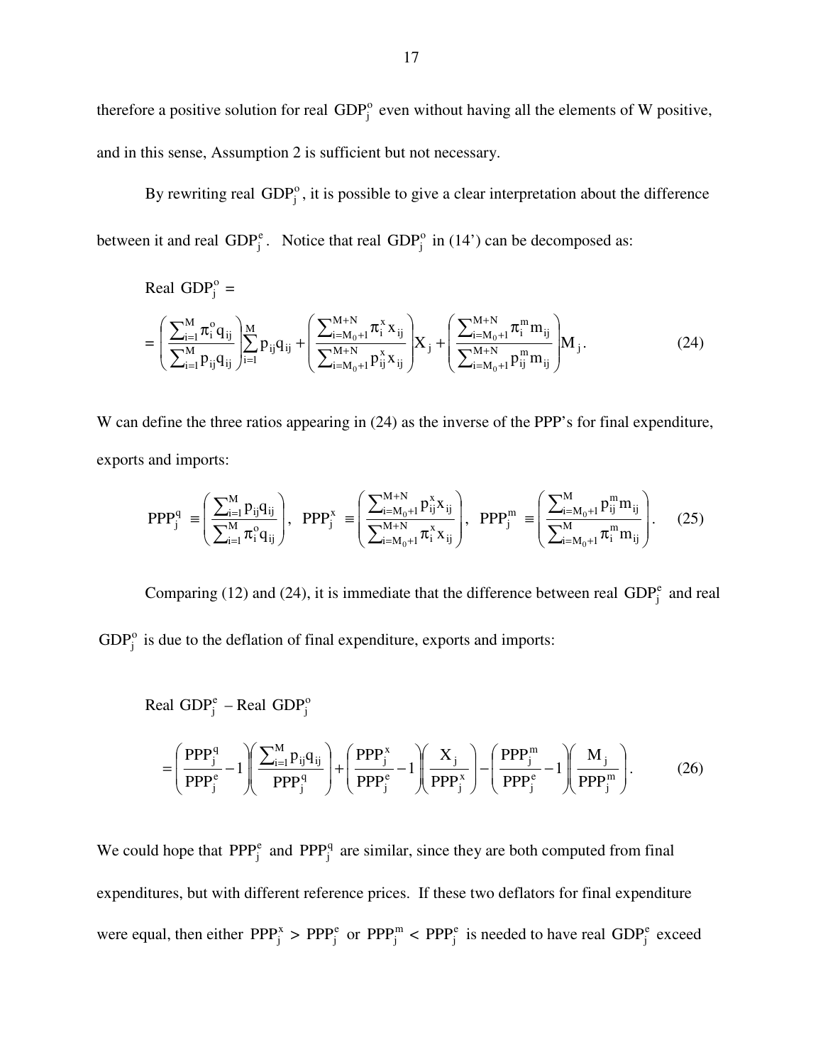therefore a positive solution for real $\text{GDP}_j^o$ even without having all the elements of W positive, and in this sense, Assumption 2 is sufficient but not necessary.

By rewriting real $\text{GDP}_j^o$, it is possible to give a clear interpretation about the difference between it and real $\text{GDP}_j^e$. Notice that real $\text{GDP}_j^o$ in (14') can be decomposed as:

Real $\text{GDP}_j^o$ =

$$= \left( \frac{\sum_{i=1}^{M} \pi_i^o q_{ij}}{\sum_{i=1}^{M} p_{ij} q_{ij}} \right) \sum_{i=1}^{M} p_{ij} q_{ij} + \left( \frac{\sum_{i=M_0+1}^{M+N} \pi_i^x x_{ij}}{\sum_{i=M_0+1}^{M+N} p_{ij}^x x_{ij}} \right) X_j + \left( \frac{\sum_{i=M_0+1}^{M+N} \pi_i^m m_{ij}}{\sum_{i=M_0+1}^{M+N} p_{ij}^m m_{ij}} \right) M_j . \tag{24}$$

W can define the three ratios appearing in (24) as the inverse of the PPP's for final expenditure, exports and imports:

$$\text{PPP}_j^q \equiv \left( \frac{\sum_{i=1}^{M} p_{ij} q_{ij}}{\sum_{i=1}^{M} \pi_i^o q_{ij}} \right), \quad \text{PPP}_j^x \equiv \left( \frac{\sum_{i=M_0+1}^{M+N} p_{ij}^x x_{ij}}{\sum_{i=M_0+1}^{M+N} \pi_i^x x_{ij}} \right), \quad \text{PPP}_j^m \equiv \left( \frac{\sum_{i=M_0+1}^{M} p_{ij}^m m_{ij}}{\sum_{i=M_0+1}^{M} \pi_i^m m_{ij}} \right). \tag{25}$$

Comparing (12) and (24), it is immediate that the difference between real $\text{GDP}_j^e$ and real $\text{GDP}_j^o$ is due to the deflation of final expenditure, exports and imports:

Real $\text{GDP}_j^e$ – Real $\text{GDP}_j^o$

$$= \left( \frac{\text{PPP}_j^q}{\text{PPP}_j^e} - 1 \right) \left( \frac{\sum_{i=1}^{M} p_{ij} q_{ij}}{\text{PPP}_j^q} \right) + \left( \frac{\text{PPP}_j^x}{\text{PPP}_j^e} - 1 \right) \left( \frac{X_j}{\text{PPP}_j^x} \right) - \left( \frac{\text{PPP}_j^m}{\text{PPP}_j^e} - 1 \right) \left( \frac{M_j}{\text{PPP}_j^m} \right). \tag{26}$$

We could hope that $\text{PPP}_j^e$ and $\text{PPP}_j^q$ are similar, since they are both computed from final expenditures, but with different reference prices. If these two deflators for final expenditure were equal, then either $\text{PPP}_j^x > \text{PPP}_j^e$ or $\text{PPP}_j^m < \text{PPP}_j^e$ is needed to have real $\text{GDP}_j^e$ exceed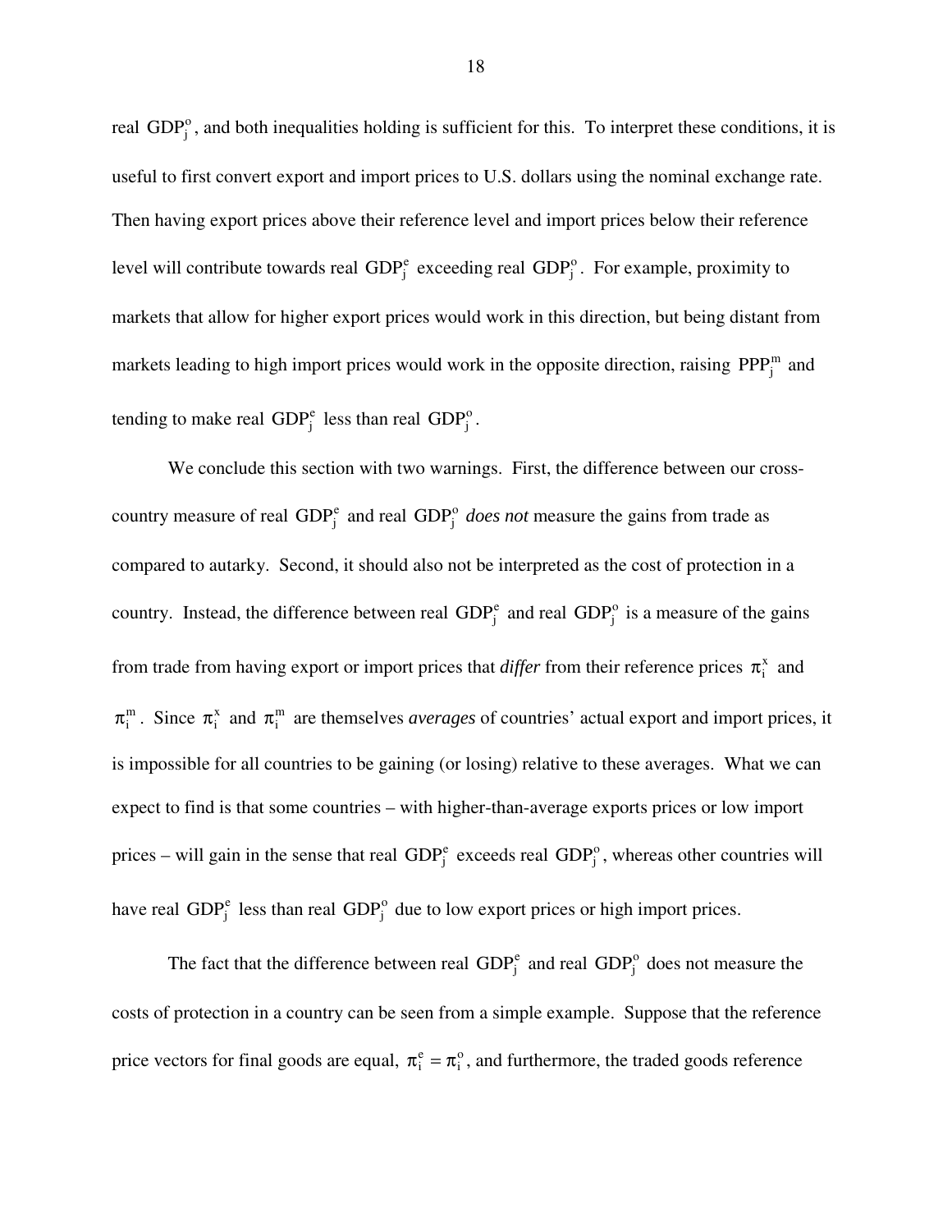real $\text{GDP}_j^o$, and both inequalities holding is sufficient for this. To interpret these conditions, it is useful to first convert export and import prices to U.S. dollars using the nominal exchange rate. Then having export prices above their reference level and import prices below their reference level will contribute towards real $\text{GDP}_j^e$ exceeding real $\text{GDP}_j^o$. For example, proximity to markets that allow for higher export prices would work in this direction, but being distant from markets leading to high import prices would work in the opposite direction, raising $\text{PPP}_j^m$ and tending to make real $\text{GDP}_j^e$ less than real $\text{GDP}_j^o$.

We conclude this section with two warnings. First, the difference between our cross-country measure of real $\text{GDP}_j^e$ and real $\text{GDP}_j^o$ *does not* measure the gains from trade as compared to autarky. Second, it should also not be interpreted as the cost of protection in a country. Instead, the difference between real $\text{GDP}_j^e$ and real $\text{GDP}_j^o$ is a measure of the gains from trade from having export or import prices that *differ* from their reference prices $\pi_i^x$ and $\pi_i^m$. Since $\pi_i^x$ and $\pi_i^m$ are themselves *averages* of countries' actual export and import prices, it is impossible for all countries to be gaining (or losing) relative to these averages. What we can expect to find is that some countries – with higher-than-average exports prices or low import prices – will gain in the sense that real $\text{GDP}_j^e$ exceeds real $\text{GDP}_j^o$, whereas other countries will have real $\text{GDP}_j^e$ less than real $\text{GDP}_j^o$ due to low export prices or high import prices.

The fact that the difference between real $\text{GDP}_j^e$ and real $\text{GDP}_j^o$ does not measure the costs of protection in a country can be seen from a simple example. Suppose that the reference price vectors for final goods are equal, $\pi_i^e = \pi_i^o$, and furthermore, the traded goods reference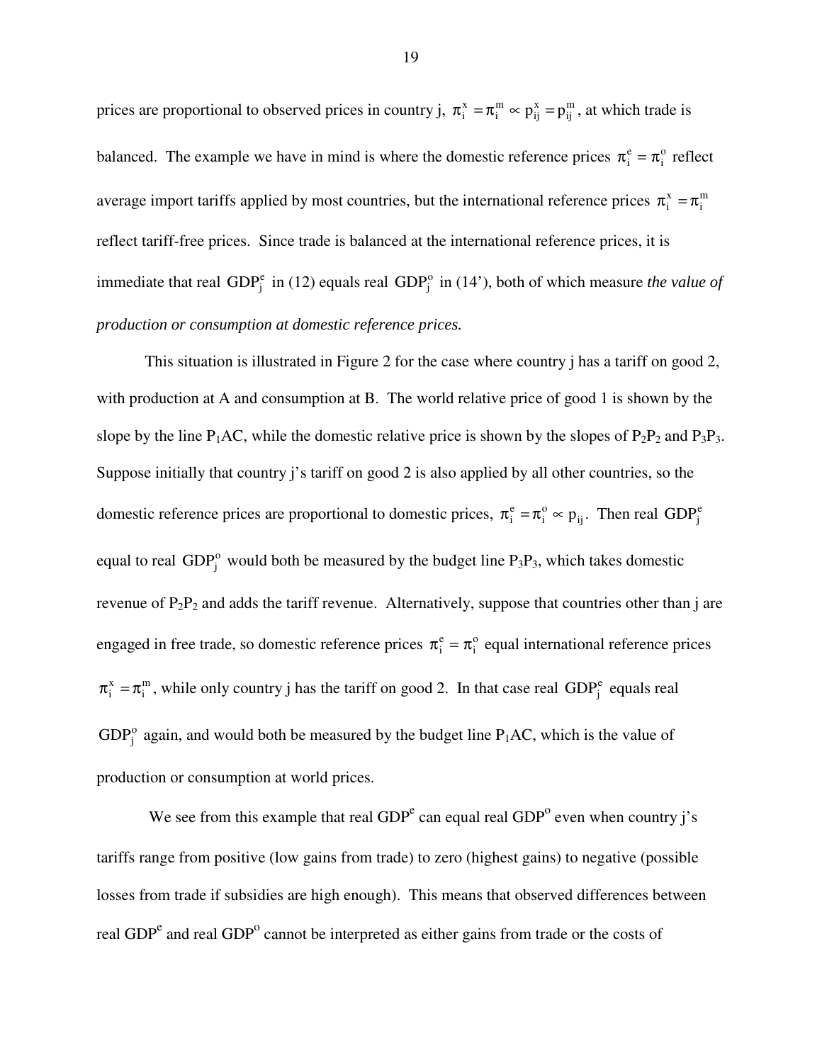prices are proportional to observed prices in country j, $\pi_i^x = \pi_i^m \propto p_{ij}^x = p_{ij}^m$, at which trade is balanced. The example we have in mind is where the domestic reference prices $\pi_i^e = \pi_i^o$ reflect average import tariffs applied by most countries, but the international reference prices $\pi_i^x = \pi_i^m$ reflect tariff-free prices. Since trade is balanced at the international reference prices, it is immediate that real $\text{GDP}_j^e$ in (12) equals real $\text{GDP}_j^o$ in (14'), both of which measure *the value of production or consumption at domestic reference prices.*

This situation is illustrated in Figure 2 for the case where country j has a tariff on good 2, with production at A and consumption at B. The world relative price of good 1 is shown by the slope by the line $P_1AC$, while the domestic relative price is shown by the slopes of $P_2P_2$ and $P_3P_3$. Suppose initially that country j's tariff on good 2 is also applied by all other countries, so the domestic reference prices are proportional to domestic prices, $\pi_i^e = \pi_i^o \propto p_{ij}$. Then real $\text{GDP}_j^e$ equal to real $\text{GDP}_j^o$ would both be measured by the budget line $P_3P_3$, which takes domestic revenue of $P_2P_2$ and adds the tariff revenue. Alternatively, suppose that countries other than j are engaged in free trade, so domestic reference prices $\pi_i^e = \pi_i^o$ equal international reference prices $\pi_i^x = \pi_i^m$, while only country j has the tariff on good 2. In that case real $\text{GDP}_j^e$ equals real $\text{GDP}_j^o$ again, and would both be measured by the budget line $P_1AC$, which is the value of production or consumption at world prices.

We see from this example that real $\text{GDP}^e$ can equal real $\text{GDP}^o$ even when country j's tariffs range from positive (low gains from trade) to zero (highest gains) to negative (possible losses from trade if subsidies are high enough). This means that observed differences between real $\text{GDP}^e$ and real $\text{GDP}^o$ cannot be interpreted as either gains from trade or the costs of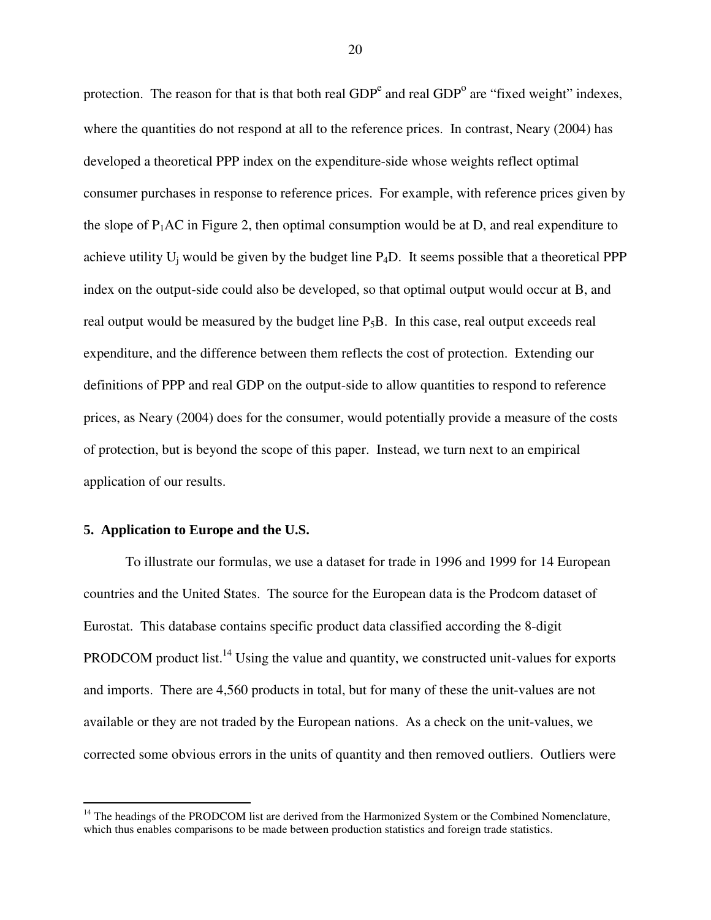protection. The reason for that is that both real $GDP^e$ and real $GDP^o$ are "fixed weight" indexes, where the quantities do not respond at all to the reference prices. In contrast, Neary (2004) has developed a theoretical PPP index on the expenditure-side whose weights reflect optimal consumer purchases in response to reference prices. For example, with reference prices given by the slope of $P_1AC$ in Figure 2, then optimal consumption would be at D, and real expenditure to achieve utility $U_j$ would be given by the budget line $P_4D$. It seems possible that a theoretical PPP index on the output-side could also be developed, so that optimal output would occur at B, and real output would be measured by the budget line $P_5B$. In this case, real output exceeds real expenditure, and the difference between them reflects the cost of protection. Extending our definitions of PPP and real GDP on the output-side to allow quantities to respond to reference prices, as Neary (2004) does for the consumer, would potentially provide a measure of the costs of protection, but is beyond the scope of this paper. Instead, we turn next to an empirical application of our results.

## 5. Application to Europe and the U.S.

To illustrate our formulas, we use a dataset for trade in 1996 and 1999 for 14 European countries and the United States. The source for the European data is the Prodcom dataset of Eurostat. This database contains specific product data classified according the 8-digit PRODCOM product list.[14] Using the value and quantity, we constructed unit-values for exports and imports. There are 4,560 products in total, but for many of these the unit-values are not available or they are not traded by the European nations. As a check on the unit-values, we corrected some obvious errors in the units of quantity and then removed outliers. Outliers were

[14] The headings of the PRODCOM list are derived from the Harmonized System or the Combined Nomenclature, which thus enables comparisons to be made between production statistics and foreign trade statistics.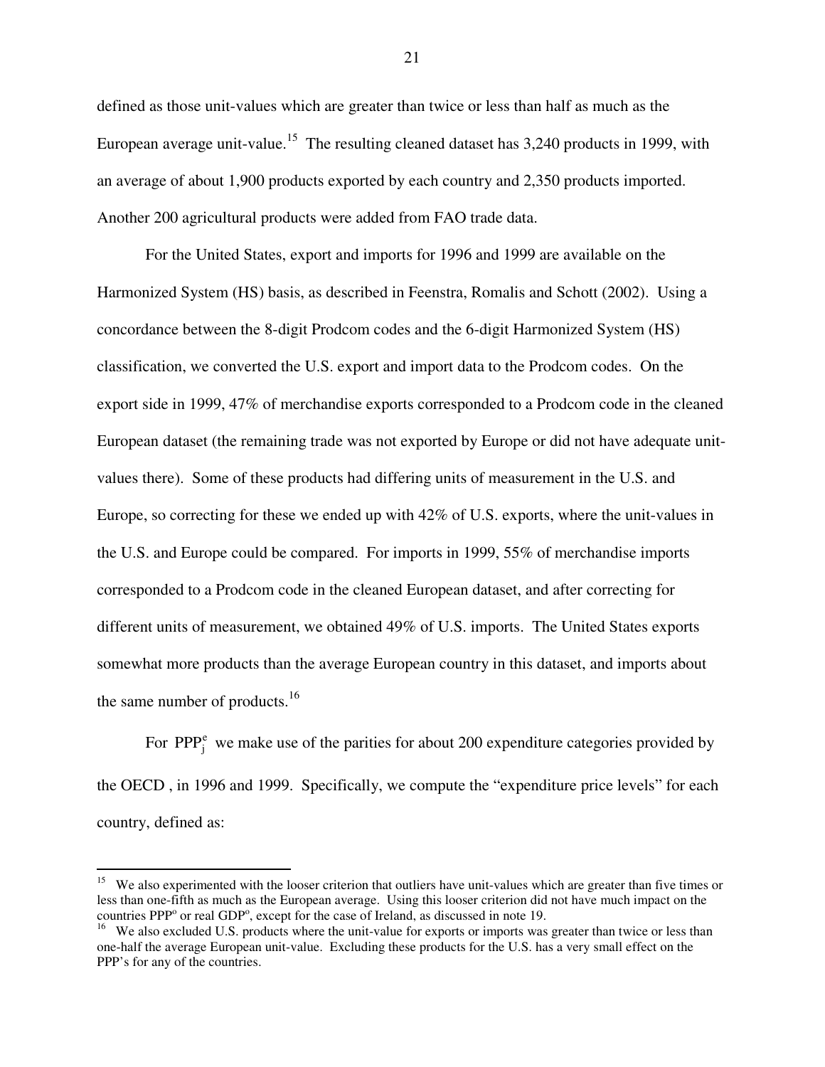defined as those unit-values which are greater than twice or less than half as much as the European average unit-value.[15] The resulting cleaned dataset has 3,240 products in 1999, with an average of about 1,900 products exported by each country and 2,350 products imported. Another 200 agricultural products were added from FAO trade data.

For the United States, export and imports for 1996 and 1999 are available on the Harmonized System (HS) basis, as described in Feenstra, Romalis and Schott (2002). Using a concordance between the 8-digit Prodcom codes and the 6-digit Harmonized System (HS) classification, we converted the U.S. export and import data to the Prodcom codes. On the export side in 1999, 47% of merchandise exports corresponded to a Prodcom code in the cleaned European dataset (the remaining trade was not exported by Europe or did not have adequate unit-values there). Some of these products had differing units of measurement in the U.S. and Europe, so correcting for these we ended up with 42% of U.S. exports, where the unit-values in the U.S. and Europe could be compared. For imports in 1999, 55% of merchandise imports corresponded to a Prodcom code in the cleaned European dataset, and after correcting for different units of measurement, we obtained 49% of U.S. imports. The United States exports somewhat more products than the average European country in this dataset, and imports about the same number of products.[16]

For $\text{PPP}_j^e$ we make use of the parities for about 200 expenditure categories provided by the OECD , in 1996 and 1999. Specifically, we compute the "expenditure price levels" for each country, defined as:

---

[15] We also experimented with the looser criterion that outliers have unit-values which are greater than five times or less than one-fifth as much as the European average. Using this looser criterion did not have much impact on the countries $\text{PPP}^o$ or real $\text{GDP}^o$, except for the case of Ireland, as discussed in note 19.

[16] We also excluded U.S. products where the unit-value for exports or imports was greater than twice or less than one-half the average European unit-value. Excluding these products for the U.S. has a very small effect on the PPP's for any of the countries.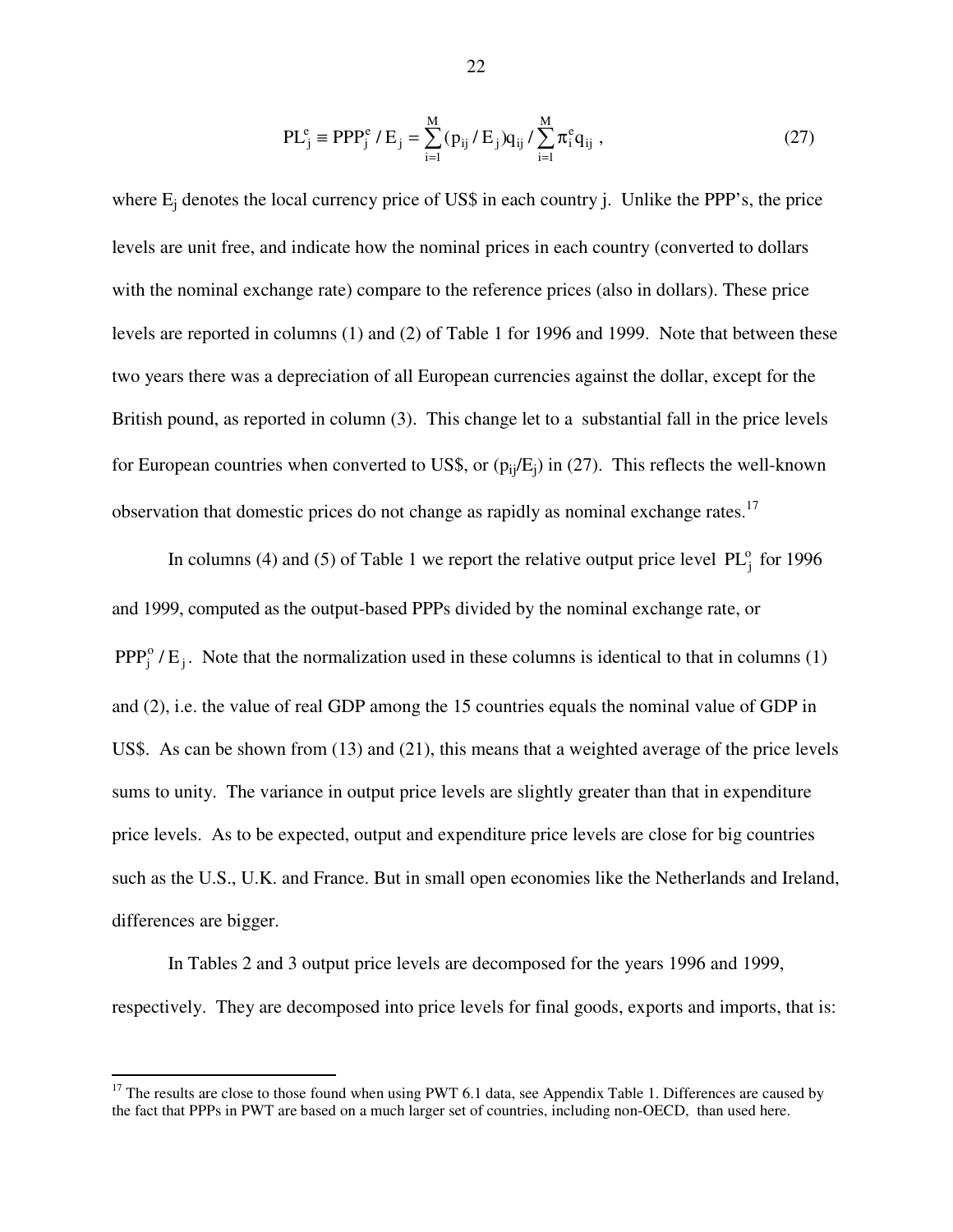$$PL_j^e \equiv PPP_j^e / E_j = \sum_{i=1}^{M} (p_{ij} / E_j) q_{ij} / \sum_{i=1}^{M} \pi_i^e q_{ij} \ , \tag{27}$$

where $E_j$ denotes the local currency price of US$ in each country j. Unlike the PPP's, the price levels are unit free, and indicate how the nominal prices in each country (converted to dollars with the nominal exchange rate) compare to the reference prices (also in dollars). These price levels are reported in columns (1) and (2) of Table 1 for 1996 and 1999. Note that between these two years there was a depreciation of all European currencies against the dollar, except for the British pound, as reported in column (3). This change let to a substantial fall in the price levels for European countries when converted to US$, or $(p_{ij}/E_j)$ in (27). This reflects the well-known observation that domestic prices do not change as rapidly as nominal exchange rates.[17]

In columns (4) and (5) of Table 1 we report the relative output price level $PL_j^o$ for 1996 and 1999, computed as the output-based PPPs divided by the nominal exchange rate, or $PPP_j^o / E_j$. Note that the normalization used in these columns is identical to that in columns (1) and (2), i.e. the value of real GDP among the 15 countries equals the nominal value of GDP in US$. As can be shown from (13) and (21), this means that a weighted average of the price levels sums to unity. The variance in output price levels are slightly greater than that in expenditure price levels. As to be expected, output and expenditure price levels are close for big countries such as the U.S., U.K. and France. But in small open economies like the Netherlands and Ireland, differences are bigger.

In Tables 2 and 3 output price levels are decomposed for the years 1996 and 1999, respectively. They are decomposed into price levels for final goods, exports and imports, that is:

[17] The results are close to those found when using PWT 6.1 data, see Appendix Table 1. Differences are caused by the fact that PPPs in PWT are based on a much larger set of countries, including non-OECD, than used here.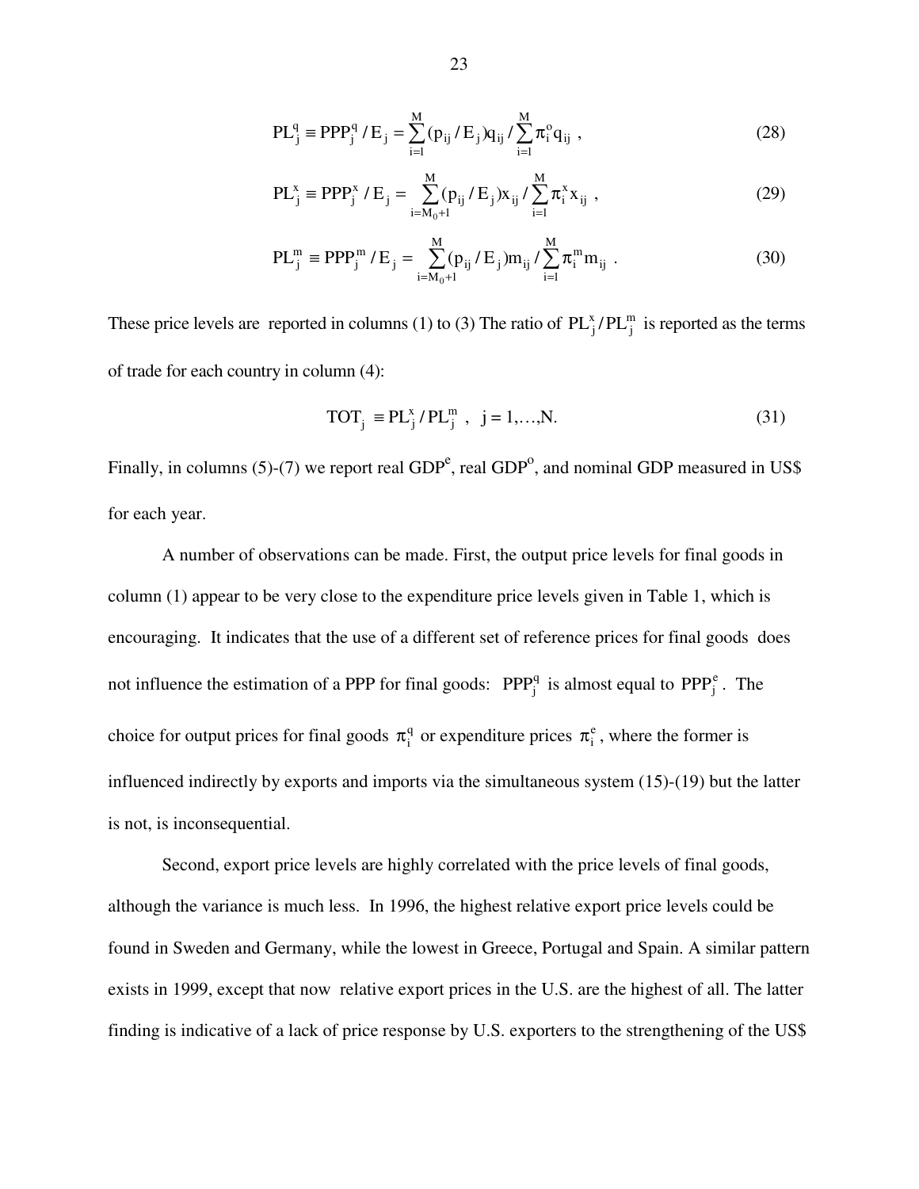$$PL_j^q \equiv PPP_j^q / E_j = \sum_{i=1}^{M} (p_{ij} / E_j) q_{ij} / \sum_{i=1}^{M} \pi_i^o q_{ij} \ , \tag{28}$$

$$PL_j^x \equiv PPP_j^x / E_j = \sum_{i=M_0+1}^{M} (p_{ij} / E_j) x_{ij} / \sum_{i=1}^{M} \pi_i^x x_{ij} \ , \tag{29}$$

$$PL_j^m \equiv PPP_j^m / E_j = \sum_{i=M_0+1}^{M} (p_{ij} / E_j) m_{ij} / \sum_{i=1}^{M} \pi_i^m m_{ij} \ . \tag{30}$$

These price levels are reported in columns (1) to (3) The ratio of $PL_j^x / PL_j^m$ is reported as the terms of trade for each country in column (4):

$$TOT_j \equiv PL_j^x / PL_j^m \ , \ \ j = 1,\ldots,N. \tag{31}$$

Finally, in columns (5)-(7) we report real GDP$^e$, real GDP$^o$, and nominal GDP measured in US$ for each year.

A number of observations can be made. First, the output price levels for final goods in column (1) appear to be very close to the expenditure price levels given in Table 1, which is encouraging. It indicates that the use of a different set of reference prices for final goods does not influence the estimation of a PPP for final goods: $PPP_j^q$ is almost equal to $PPP_j^e$. The choice for output prices for final goods $\pi_i^q$ or expenditure prices $\pi_i^e$, where the former is influenced indirectly by exports and imports via the simultaneous system (15)-(19) but the latter is not, is inconsequential.

Second, export price levels are highly correlated with the price levels of final goods, although the variance is much less. In 1996, the highest relative export price levels could be found in Sweden and Germany, while the lowest in Greece, Portugal and Spain. A similar pattern exists in 1999, except that now relative export prices in the U.S. are the highest of all. The latter finding is indicative of a lack of price response by U.S. exporters to the strengthening of the US$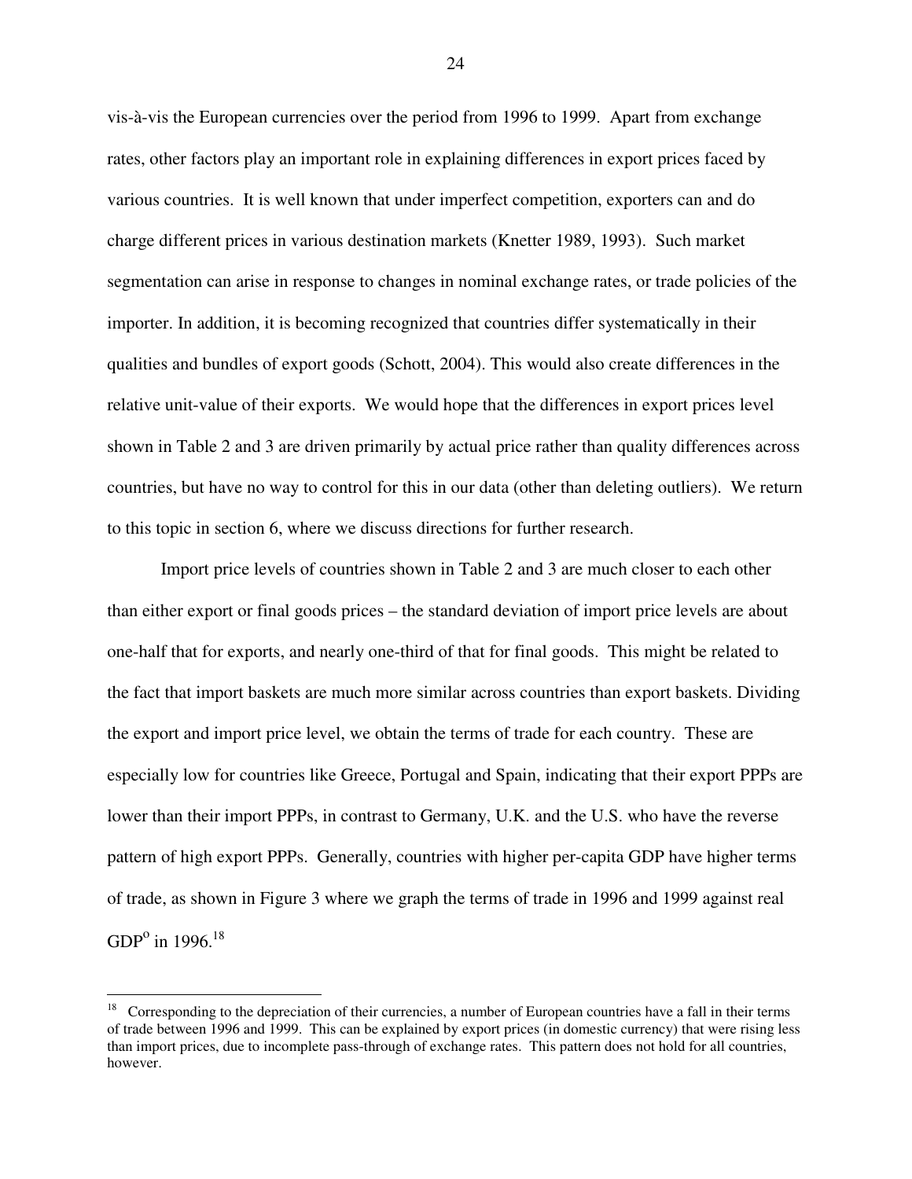vis-à-vis the European currencies over the period from 1996 to 1999. Apart from exchange rates, other factors play an important role in explaining differences in export prices faced by various countries. It is well known that under imperfect competition, exporters can and do charge different prices in various destination markets (Knetter 1989, 1993). Such market segmentation can arise in response to changes in nominal exchange rates, or trade policies of the importer. In addition, it is becoming recognized that countries differ systematically in their qualities and bundles of export goods (Schott, 2004). This would also create differences in the relative unit-value of their exports. We would hope that the differences in export prices level shown in Table 2 and 3 are driven primarily by actual price rather than quality differences across countries, but have no way to control for this in our data (other than deleting outliers). We return to this topic in section 6, where we discuss directions for further research.

Import price levels of countries shown in Table 2 and 3 are much closer to each other than either export or final goods prices – the standard deviation of import price levels are about one-half that for exports, and nearly one-third of that for final goods. This might be related to the fact that import baskets are much more similar across countries than export baskets. Dividing the export and import price level, we obtain the terms of trade for each country. These are especially low for countries like Greece, Portugal and Spain, indicating that their export PPPs are lower than their import PPPs, in contrast to Germany, U.K. and the U.S. who have the reverse pattern of high export PPPs. Generally, countries with higher per-capita GDP have higher terms of trade, as shown in Figure 3 where we graph the terms of trade in 1996 and 1999 against real $GDP^o$ in 1996.[18]

---

[18] Corresponding to the depreciation of their currencies, a number of European countries have a fall in their terms of trade between 1996 and 1999. This can be explained by export prices (in domestic currency) that were rising less than import prices, due to incomplete pass-through of exchange rates. This pattern does not hold for all countries, however.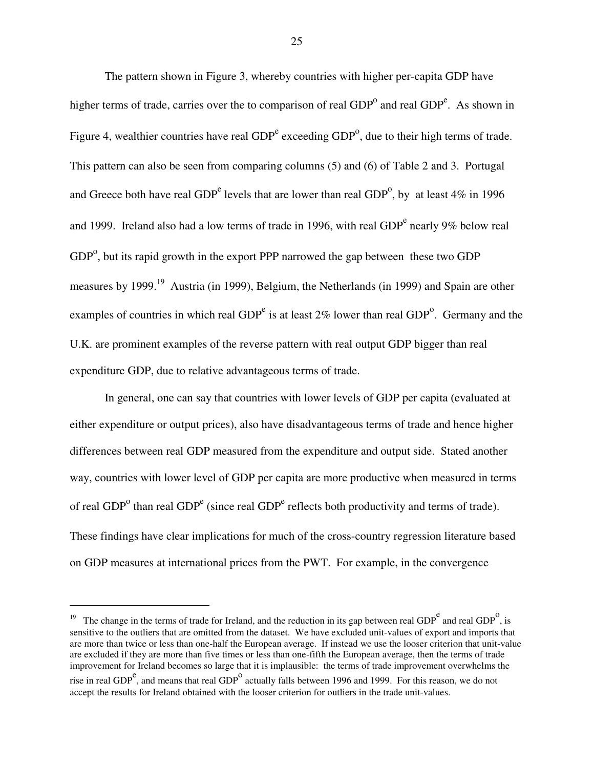The pattern shown in Figure 3, whereby countries with higher per-capita GDP have higher terms of trade, carries over the to comparison of real $GDP^o$ and real $GDP^e$. As shown in Figure 4, wealthier countries have real $GDP^e$ exceeding $GDP^o$, due to their high terms of trade. This pattern can also be seen from comparing columns (5) and (6) of Table 2 and 3. Portugal and Greece both have real $GDP^e$ levels that are lower than real $GDP^o$, by at least 4% in 1996 and 1999. Ireland also had a low terms of trade in 1996, with real $GDP^e$ nearly 9% below real $GDP^o$, but its rapid growth in the export PPP narrowed the gap between these two GDP measures by 1999.[19] Austria (in 1999), Belgium, the Netherlands (in 1999) and Spain are other examples of countries in which real $GDP^e$ is at least 2% lower than real $GDP^o$. Germany and the U.K. are prominent examples of the reverse pattern with real output GDP bigger than real expenditure GDP, due to relative advantageous terms of trade.

In general, one can say that countries with lower levels of GDP per capita (evaluated at either expenditure or output prices), also have disadvantageous terms of trade and hence higher differences between real GDP measured from the expenditure and output side. Stated another way, countries with lower level of GDP per capita are more productive when measured in terms of real $GDP^o$ than real $GDP^e$ (since real $GDP^e$ reflects both productivity and terms of trade). These findings have clear implications for much of the cross-country regression literature based on GDP measures at international prices from the PWT. For example, in the convergence

---

[19] The change in the terms of trade for Ireland, and the reduction in its gap between real $GDP^e$ and real $GDP^o$, is sensitive to the outliers that are omitted from the dataset. We have excluded unit-values of export and imports that are more than twice or less than one-half the European average. If instead we use the looser criterion that unit-value are excluded if they are more than five times or less than one-fifth the European average, then the terms of trade improvement for Ireland becomes so large that it is implausible: the terms of trade improvement overwhelms the rise in real $GDP^e$, and means that real $GDP^o$ actually falls between 1996 and 1999. For this reason, we do not accept the results for Ireland obtained with the looser criterion for outliers in the trade unit-values.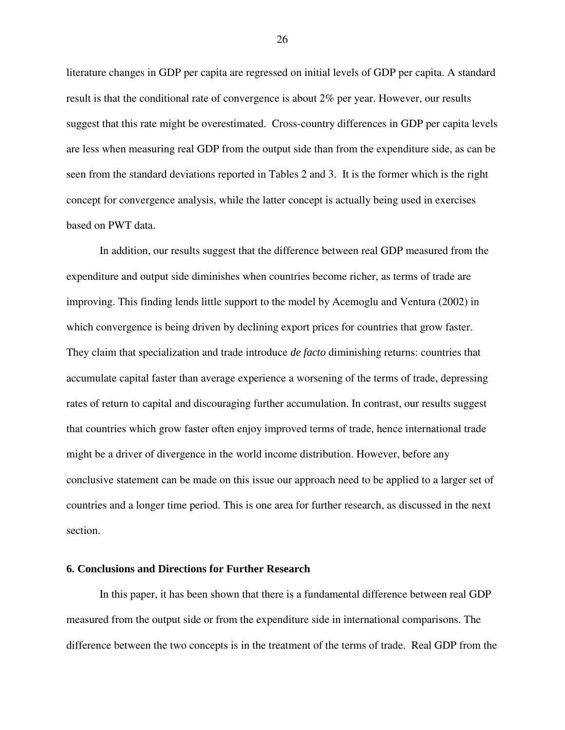literature changes in GDP per capita are regressed on initial levels of GDP per capita. A standard result is that the conditional rate of convergence is about 2% per year. However, our results suggest that this rate might be overestimated. Cross-country differences in GDP per capita levels are less when measuring real GDP from the output side than from the expenditure side, as can be seen from the standard deviations reported in Tables 2 and 3. It is the former which is the right concept for convergence analysis, while the latter concept is actually being used in exercises based on PWT data.

In addition, our results suggest that the difference between real GDP measured from the expenditure and output side diminishes when countries become richer, as terms of trade are improving. This finding lends little support to the model by Acemoglu and Ventura (2002) in which convergence is being driven by declining export prices for countries that grow faster. They claim that specialization and trade introduce *de facto* diminishing returns: countries that accumulate capital faster than average experience a worsening of the terms of trade, depressing rates of return to capital and discouraging further accumulation. In contrast, our results suggest that countries which grow faster often enjoy improved terms of trade, hence international trade might be a driver of divergence in the world income distribution. However, before any conclusive statement can be made on this issue our approach need to be applied to a larger set of countries and a longer time period. This is one area for further research, as discussed in the next section.

## 6. Conclusions and Directions for Further Research

In this paper, it has been shown that there is a fundamental difference between real GDP measured from the output side or from the expenditure side in international comparisons. The difference between the two concepts is in the treatment of the terms of trade. Real GDP from the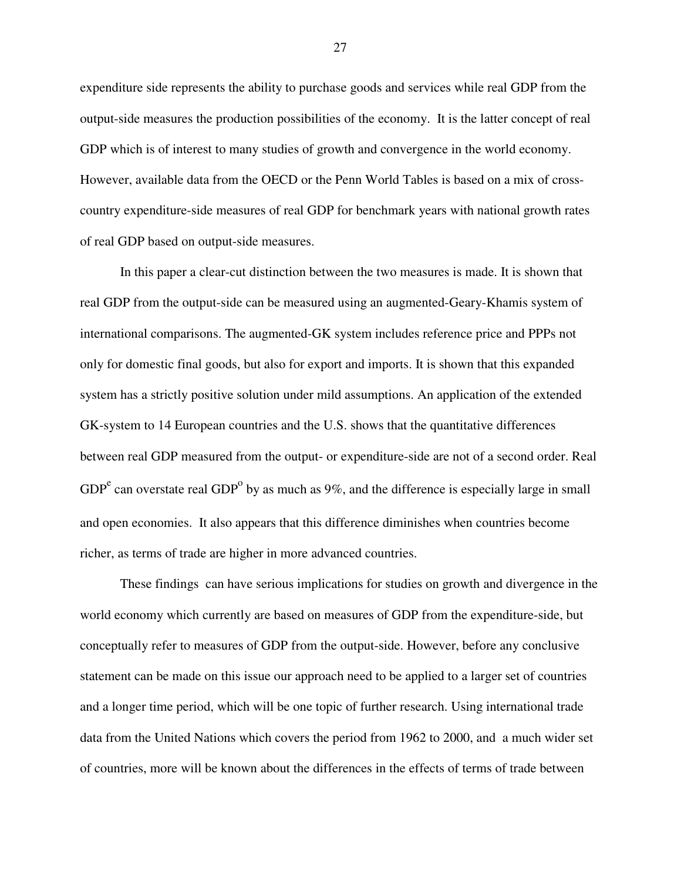expenditure side represents the ability to purchase goods and services while real GDP from the output-side measures the production possibilities of the economy. It is the latter concept of real GDP which is of interest to many studies of growth and convergence in the world economy. However, available data from the OECD or the Penn World Tables is based on a mix of cross-country expenditure-side measures of real GDP for benchmark years with national growth rates of real GDP based on output-side measures.

In this paper a clear-cut distinction between the two measures is made. It is shown that real GDP from the output-side can be measured using an augmented-Geary-Khamis system of international comparisons. The augmented-GK system includes reference price and PPPs not only for domestic final goods, but also for export and imports. It is shown that this expanded system has a strictly positive solution under mild assumptions. An application of the extended GK-system to 14 European countries and the U.S. shows that the quantitative differences between real GDP measured from the output- or expenditure-side are not of a second order. Real $GDP^e$ can overstate real $GDP^o$ by as much as 9%, and the difference is especially large in small and open economies. It also appears that this difference diminishes when countries become richer, as terms of trade are higher in more advanced countries.

These findings can have serious implications for studies on growth and divergence in the world economy which currently are based on measures of GDP from the expenditure-side, but conceptually refer to measures of GDP from the output-side. However, before any conclusive statement can be made on this issue our approach need to be applied to a larger set of countries and a longer time period, which will be one topic of further research. Using international trade data from the United Nations which covers the period from 1962 to 2000, and a much wider set of countries, more will be known about the differences in the effects of terms of trade between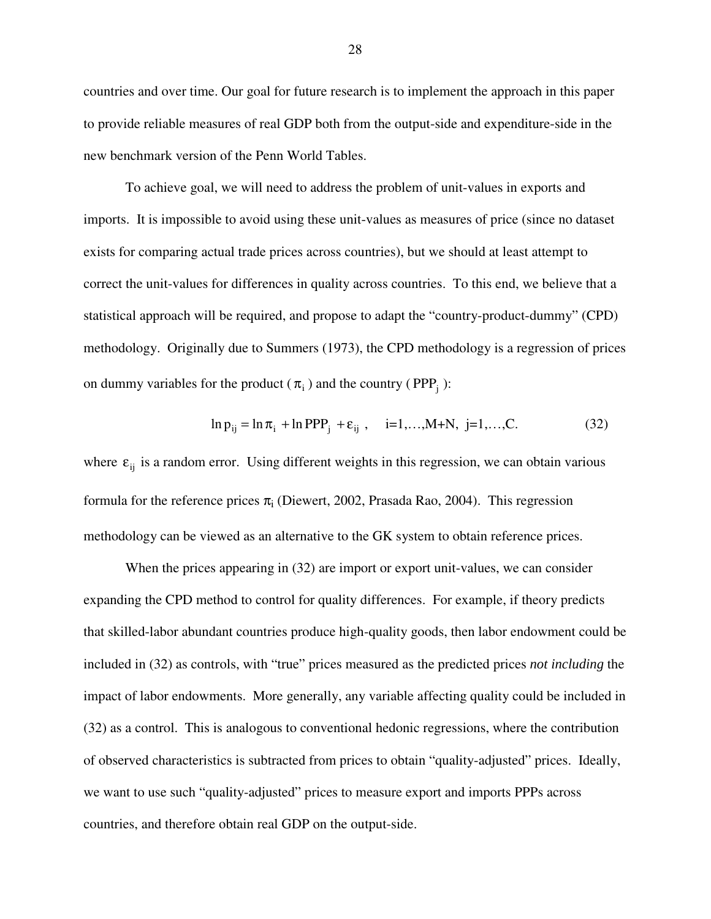countries and over time. Our goal for future research is to implement the approach in this paper to provide reliable measures of real GDP both from the output-side and expenditure-side in the new benchmark version of the Penn World Tables.

To achieve goal, we will need to address the problem of unit-values in exports and imports. It is impossible to avoid using these unit-values as measures of price (since no dataset exists for comparing actual trade prices across countries), but we should at least attempt to correct the unit-values for differences in quality across countries. To this end, we believe that a statistical approach will be required, and propose to adapt the "country-product-dummy" (CPD) methodology. Originally due to Summers (1973), the CPD methodology is a regression of prices on dummy variables for the product ($\pi_i$) and the country ($PPP_j$):

$$\ln p_{ij} = \ln \pi_i + \ln PPP_j + \varepsilon_{ij}\ , \quad i=1,\ldots,M+N,\ \ j=1,\ldots,C. \tag{32}$$

where $\varepsilon_{ij}$ is a random error. Using different weights in this regression, we can obtain various formula for the reference prices $\pi_i$ (Diewert, 2002, Prasada Rao, 2004). This regression methodology can be viewed as an alternative to the GK system to obtain reference prices.

When the prices appearing in (32) are import or export unit-values, we can consider expanding the CPD method to control for quality differences. For example, if theory predicts that skilled-labor abundant countries produce high-quality goods, then labor endowment could be included in (32) as controls, with "true" prices measured as the predicted prices *not including* the impact of labor endowments. More generally, any variable affecting quality could be included in (32) as a control. This is analogous to conventional hedonic regressions, where the contribution of observed characteristics is subtracted from prices to obtain "quality-adjusted" prices. Ideally, we want to use such "quality-adjusted" prices to measure export and imports PPPs across countries, and therefore obtain real GDP on the output-side.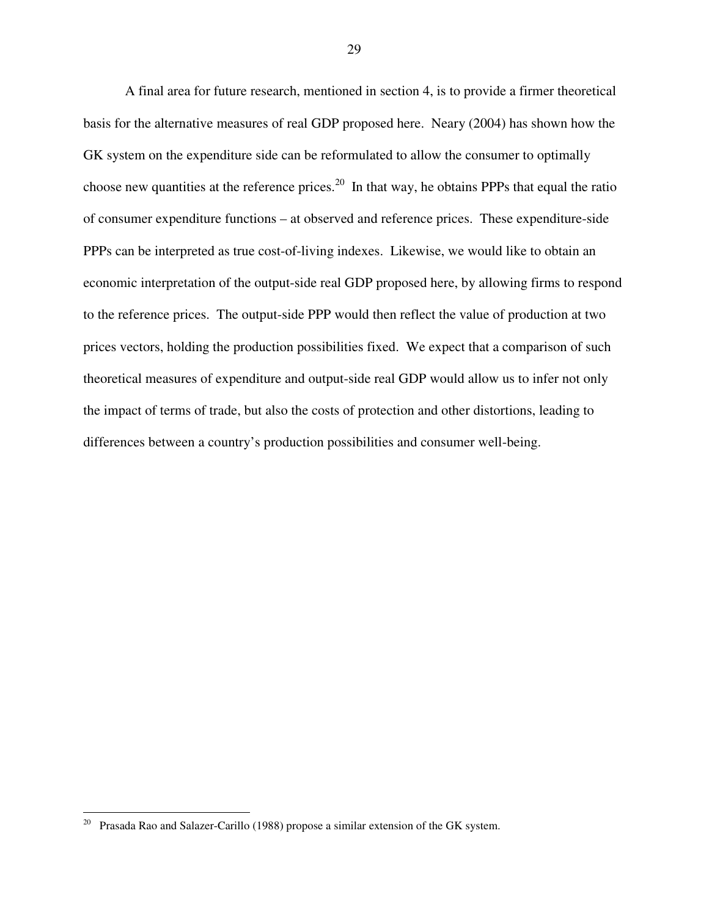A final area for future research, mentioned in section 4, is to provide a firmer theoretical basis for the alternative measures of real GDP proposed here. Neary (2004) has shown how the GK system on the expenditure side can be reformulated to allow the consumer to optimally choose new quantities at the reference prices.[20] In that way, he obtains PPPs that equal the ratio of consumer expenditure functions – at observed and reference prices. These expenditure-side PPPs can be interpreted as true cost-of-living indexes. Likewise, we would like to obtain an economic interpretation of the output-side real GDP proposed here, by allowing firms to respond to the reference prices. The output-side PPP would then reflect the value of production at two prices vectors, holding the production possibilities fixed. We expect that a comparison of such theoretical measures of expenditure and output-side real GDP would allow us to infer not only the impact of terms of trade, but also the costs of protection and other distortions, leading to differences between a country's production possibilities and consumer well-being.

[20] Prasada Rao and Salazer-Carillo (1988) propose a similar extension of the GK system.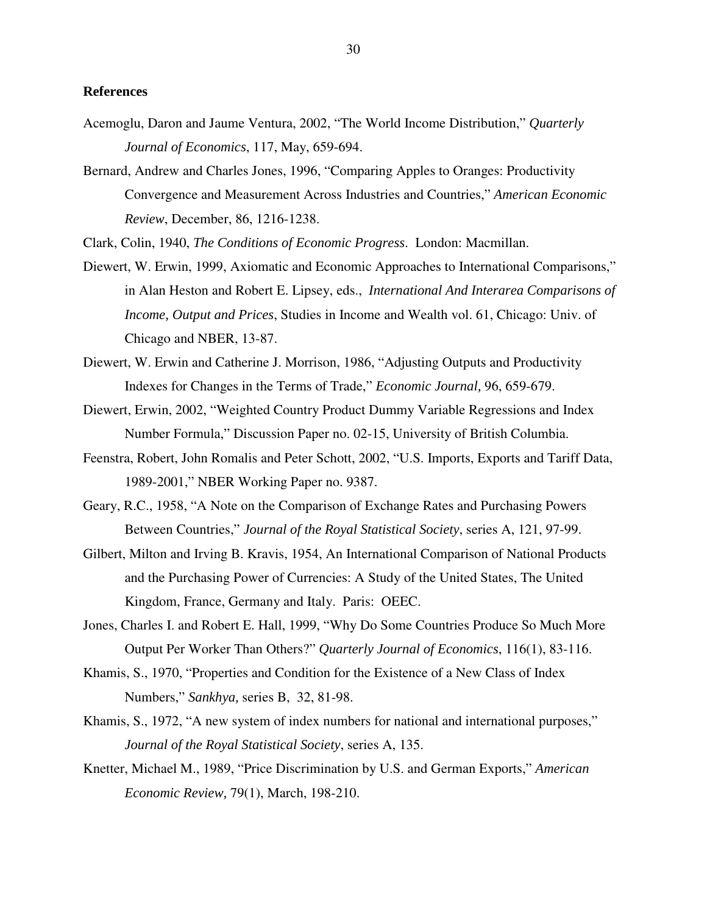**References**

Acemoglu, Daron and Jaume Ventura, 2002, "The World Income Distribution," *Quarterly Journal of Economics*, 117, May, 659-694.

Bernard, Andrew and Charles Jones, 1996, "Comparing Apples to Oranges: Productivity Convergence and Measurement Across Industries and Countries," *American Economic Review*, December, 86, 1216-1238.

Clark, Colin, 1940, *The Conditions of Economic Progress*. London: Macmillan.

Diewert, W. Erwin, 1999, Axiomatic and Economic Approaches to International Comparisons," in Alan Heston and Robert E. Lipsey, eds., *International And Interarea Comparisons of Income, Output and Prices*, Studies in Income and Wealth vol. 61, Chicago: Univ. of Chicago and NBER, 13-87.

Diewert, W. Erwin and Catherine J. Morrison, 1986, "Adjusting Outputs and Productivity Indexes for Changes in the Terms of Trade," *Economic Journal,* 96, 659-679.

Diewert, Erwin, 2002, "Weighted Country Product Dummy Variable Regressions and Index Number Formula," Discussion Paper no. 02-15, University of British Columbia.

Feenstra, Robert, John Romalis and Peter Schott, 2002, "U.S. Imports, Exports and Tariff Data, 1989-2001," NBER Working Paper no. 9387.

Geary, R.C., 1958, "A Note on the Comparison of Exchange Rates and Purchasing Powers Between Countries," *Journal of the Royal Statistical Society*, series A, 121, 97-99.

Gilbert, Milton and Irving B. Kravis, 1954, An International Comparison of National Products and the Purchasing Power of Currencies: A Study of the United States, The United Kingdom, France, Germany and Italy. Paris: OEEC.

Jones, Charles I. and Robert E. Hall, 1999, "Why Do Some Countries Produce So Much More Output Per Worker Than Others?" *Quarterly Journal of Economics*, 116(1), 83-116.

Khamis, S., 1970, "Properties and Condition for the Existence of a New Class of Index Numbers," *Sankhya,* series B, 32, 81-98.

Khamis, S., 1972, "A new system of index numbers for national and international purposes," *Journal of the Royal Statistical Society*, series A, 135.

Knetter, Michael M., 1989, "Price Discrimination by U.S. and German Exports," *American Economic Review,* 79(1), March, 198-210.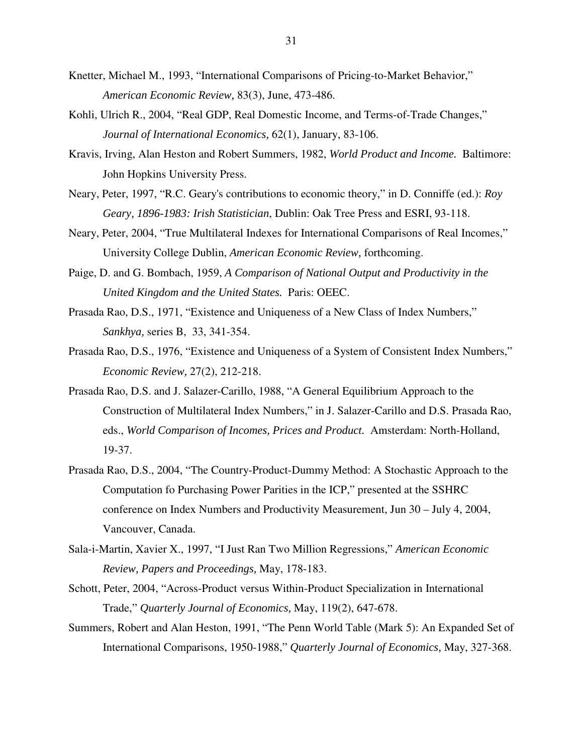Knetter, Michael M., 1993, "International Comparisons of Pricing-to-Market Behavior," *American Economic Review,* 83(3), June, 473-486.

Kohli, Ulrich R., 2004, "Real GDP, Real Domestic Income, and Terms-of-Trade Changes," *Journal of International Economics,* 62(1), January, 83-106.

Kravis, Irving, Alan Heston and Robert Summers, 1982, *World Product and Income.* Baltimore: John Hopkins University Press.

Neary, Peter, 1997, "R.C. Geary's contributions to economic theory," in D. Conniffe (ed.): *Roy Geary, 1896-1983: Irish Statistician*, Dublin: Oak Tree Press and ESRI, 93-118.

Neary, Peter, 2004, "True Multilateral Indexes for International Comparisons of Real Incomes," University College Dublin, *American Economic Review,* forthcoming.

Paige, D. and G. Bombach, 1959, *A Comparison of National Output and Productivity in the United Kingdom and the United States.* Paris: OEEC.

Prasada Rao, D.S., 1971, "Existence and Uniqueness of a New Class of Index Numbers," *Sankhya,* series B, 33, 341-354.

Prasada Rao, D.S., 1976, "Existence and Uniqueness of a System of Consistent Index Numbers," *Economic Review,* 27(2), 212-218.

Prasada Rao, D.S. and J. Salazer-Carillo, 1988, "A General Equilibrium Approach to the Construction of Multilateral Index Numbers," in J. Salazer-Carillo and D.S. Prasada Rao, eds., *World Comparison of Incomes, Prices and Product.* Amsterdam: North-Holland, 19-37.

Prasada Rao, D.S., 2004, "The Country-Product-Dummy Method: A Stochastic Approach to the Computation fo Purchasing Power Parities in the ICP," presented at the SSHRC conference on Index Numbers and Productivity Measurement, Jun 30 – July 4, 2004, Vancouver, Canada.

Sala-i-Martin, Xavier X., 1997, "I Just Ran Two Million Regressions," *American Economic Review, Papers and Proceedings,* May, 178-183.

Schott, Peter, 2004, "Across-Product versus Within-Product Specialization in International Trade," *Quarterly Journal of Economics,* May, 119(2), 647-678.

Summers, Robert and Alan Heston, 1991, "The Penn World Table (Mark 5): An Expanded Set of International Comparisons, 1950-1988," *Quarterly Journal of Economics,* May, 327-368.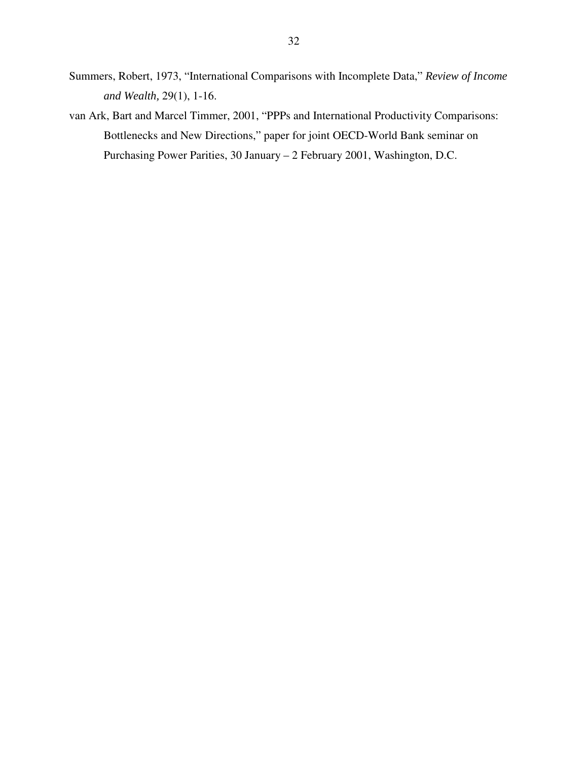Summers, Robert, 1973, "International Comparisons with Incomplete Data," *Review of Income and Wealth,* 29(1), 1-16.

van Ark, Bart and Marcel Timmer, 2001, "PPPs and International Productivity Comparisons: Bottlenecks and New Directions," paper for joint OECD-World Bank seminar on Purchasing Power Parities, 30 January – 2 February 2001, Washington, D.C.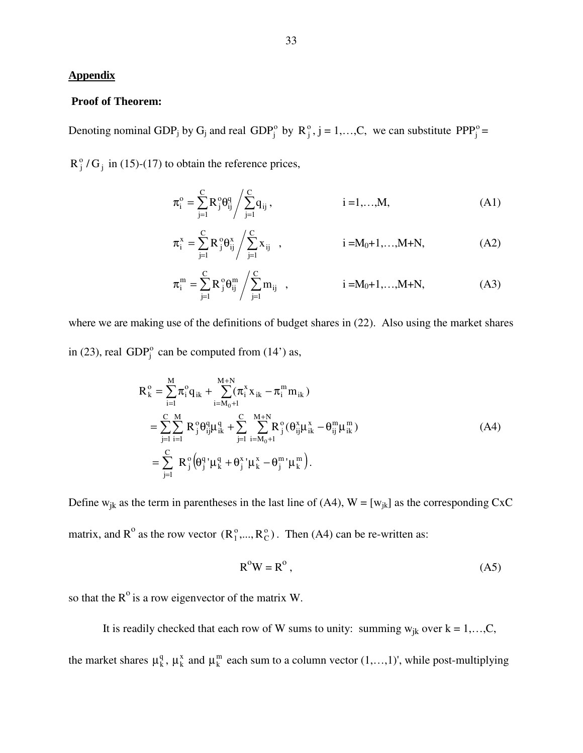## Appendix

**Proof of Theorem:**

Denoting nominal $\text{GDP}_j$ by $G_j$ and real $\text{GDP}_j^o$ by $R_j^o$, j = 1,…,C, we can substitute $\text{PPP}_j^o = R_j^o / G_j$ in (15)-(17) to obtain the reference prices,

$$\pi_i^o = \sum_{j=1}^{C} R_j^o \theta_{ij}^q \Big/ \sum_{j=1}^{C} q_{ij}, \qquad i = 1,\ldots,M, \tag{A1}$$

$$\pi_i^x = \sum_{j=1}^{C} R_j^o \theta_{ij}^x \Big/ \sum_{j=1}^{C} x_{ij}, \qquad i = M_0+1,\ldots,M+N, \tag{A2}$$

$$\pi_i^m = \sum_{j=1}^{C} R_j^o \theta_{ij}^m \Big/ \sum_{j=1}^{C} m_{ij}, \qquad i = M_0+1,\ldots,M+N, \tag{A3}$$

where we are making use of the definitions of budget shares in (22). Also using the market shares in (23), real $\text{GDP}_j^o$ can be computed from (14') as,

$$\begin{aligned}
R_k^o &= \sum_{i=1}^{M} \pi_i^o q_{ik} + \sum_{i=M_0+1}^{M+N} (\pi_i^x x_{ik} - \pi_i^m m_{ik}) \\
&= \sum_{j=1}^{C} \sum_{i=1}^{M} R_j^o \theta_{ij}^q \mu_{ik}^q + \sum_{j=1}^{C} \sum_{i=M_0+1}^{M+N} R_j^o (\theta_{ij}^x \mu_{ik}^x - \theta_{ij}^m \mu_{ik}^m) \\
&= \sum_{j=1}^{C} R_j^o \left( \theta_j^{q\prime} \mu_k^q + \theta_j^{x\prime} \mu_k^x - \theta_j^{m\prime} \mu_k^m \right).
\end{aligned} \tag{A4}$$

Define $w_{jk}$ as the term in parentheses in the last line of (A4), $W = [w_{jk}]$ as the corresponding CxC matrix, and $R^o$ as the row vector $(R_1^o, \ldots, R_C^o)$. Then (A4) can be re-written as:

$$R^o W = R^o, \tag{A5}$$

so that the $R^o$ is a row eigenvector of the matrix W.

It is readily checked that each row of W sums to unity: summing $w_{jk}$ over k = 1,…,C, the market shares $\mu_k^q$, $\mu_k^x$ and $\mu_k^m$ each sum to a column vector (1,…,1)', while post-multiplying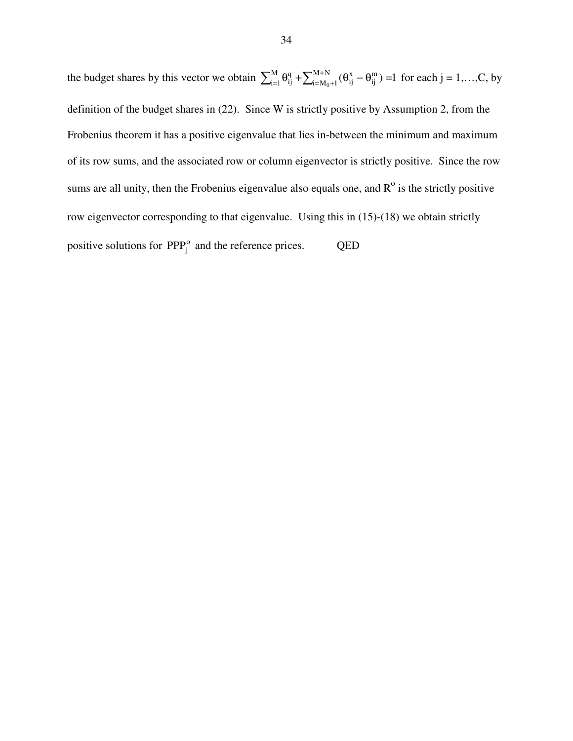the budget shares by this vector we obtain $\sum_{i=1}^{M}\theta_{ij}^{q}+\sum_{i=M_0+1}^{M+N}(\theta_{ij}^{x}-\theta_{ij}^{m})=1$ for each j = 1,…,C, by definition of the budget shares in (22). Since W is strictly positive by Assumption 2, from the Frobenius theorem it has a positive eigenvalue that lies in-between the minimum and maximum of its row sums, and the associated row or column eigenvector is strictly positive. Since the row sums are all unity, then the Frobenius eigenvalue also equals one, and $R^{o}$ is the strictly positive row eigenvector corresponding to that eigenvalue. Using this in (15)-(18) we obtain strictly positive solutions for $PPP_{j}^{o}$ and the reference prices. QED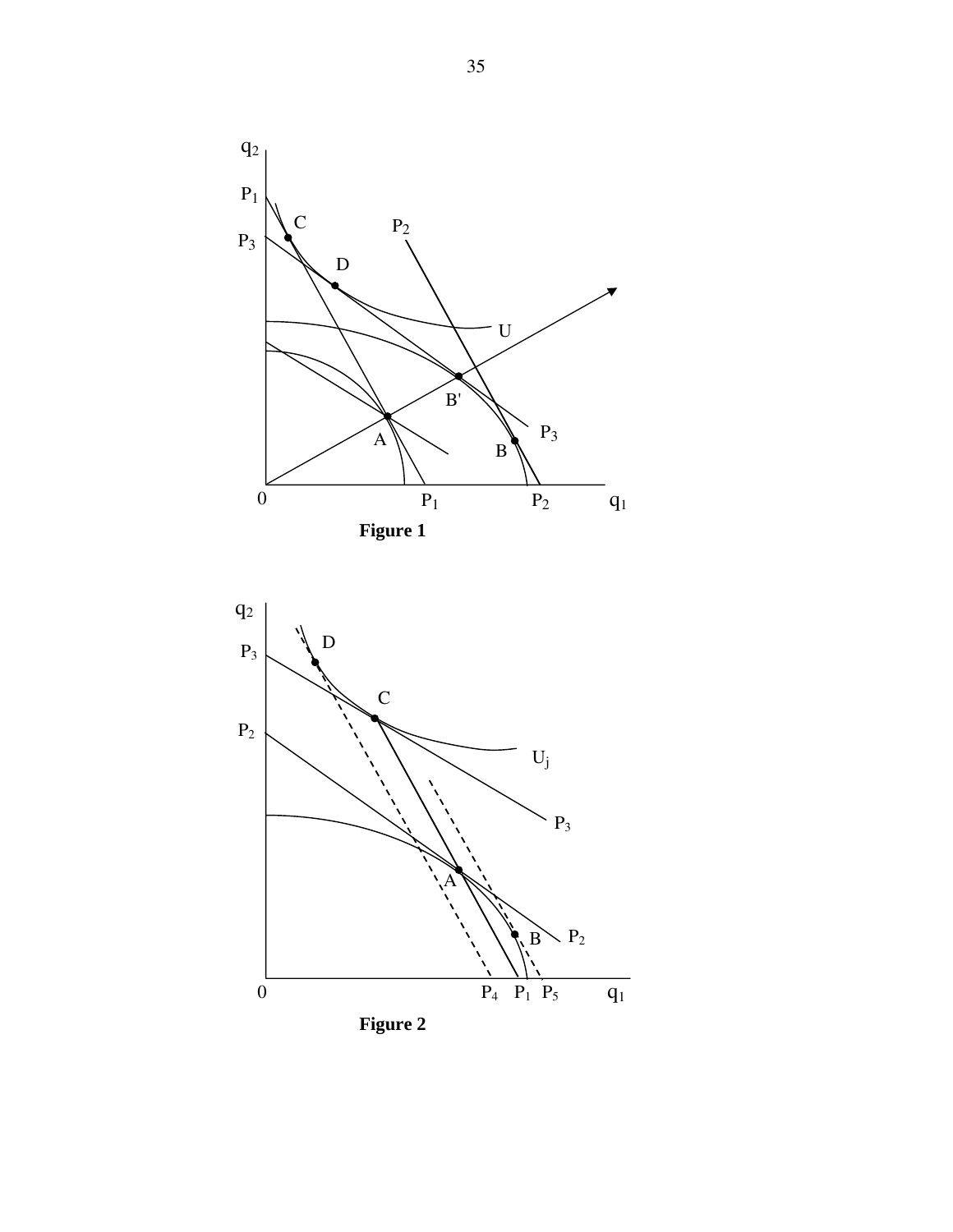**Figure 1**

**Figure 2**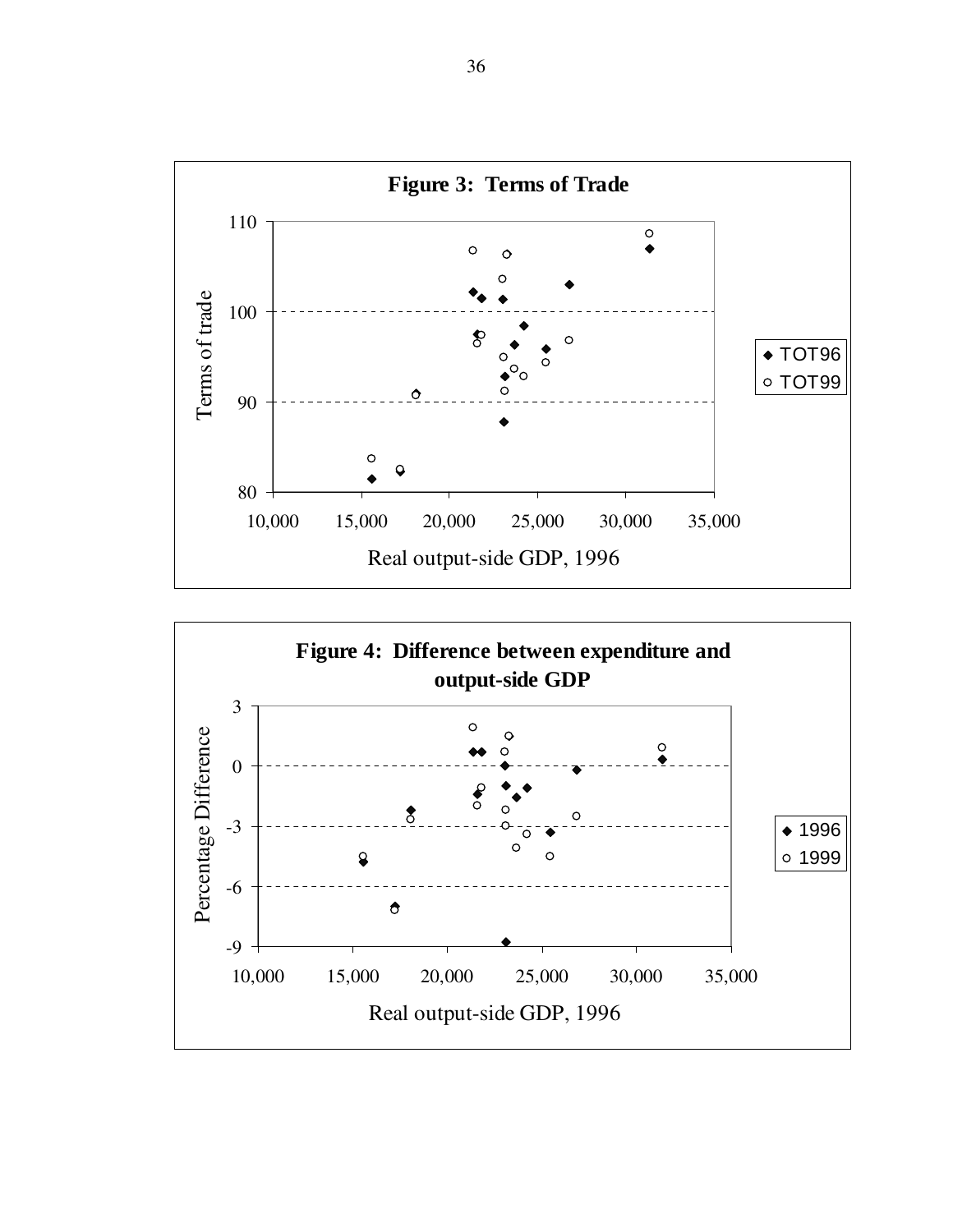**Figure 3: Terms of Trade**

**Figure 4: Difference between expenditure and output-side GDP**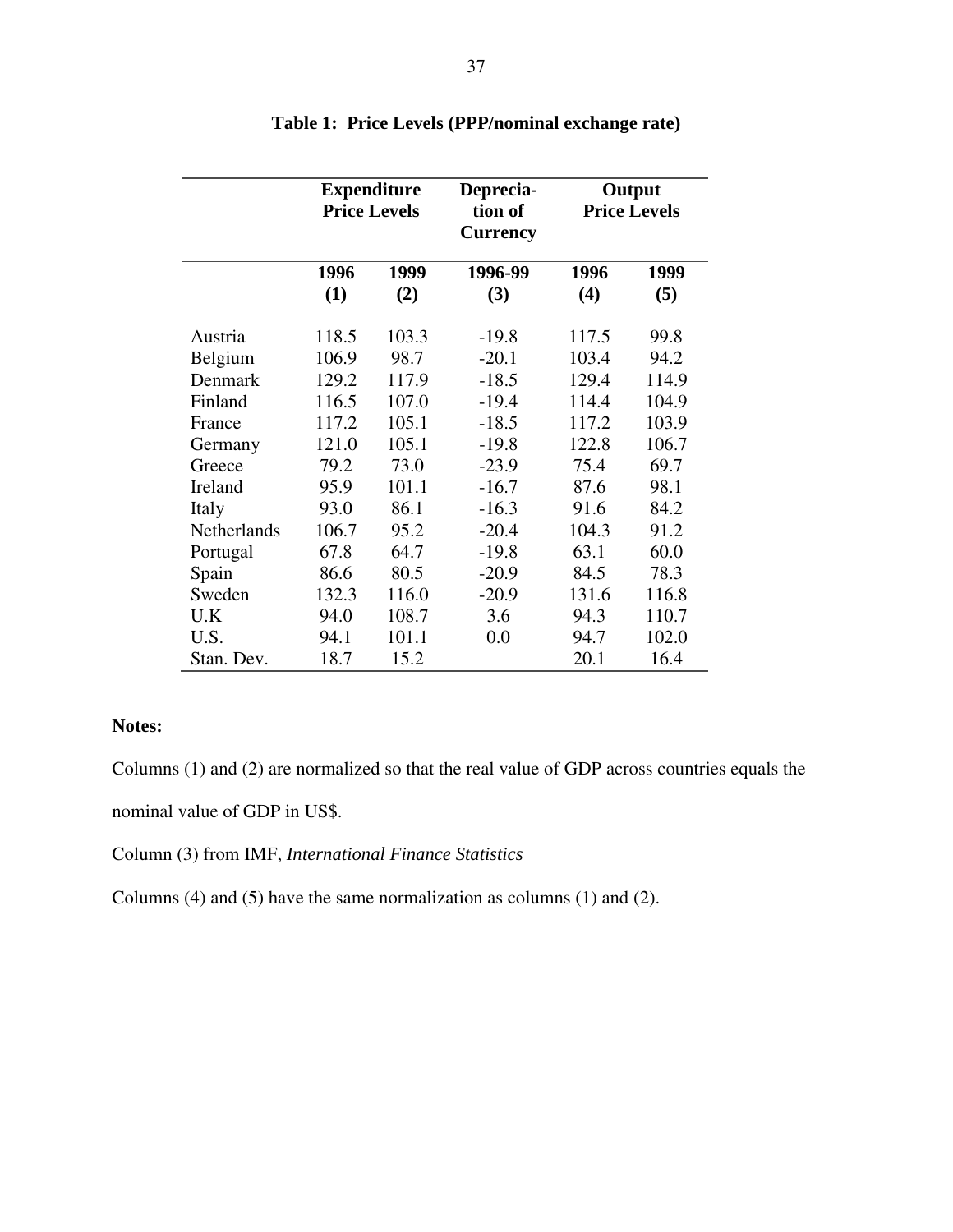**Table 1: Price Levels (PPP/nominal exchange rate)**

| | Expenditure Price Levels | | Deprecia-tion of Currency | Output Price Levels | |
|---|---|---|---|---|---|
| | 1996 (1) | 1999 (2) | 1996-99 (3) | 1996 (4) | 1999 (5) |
| Austria | 118.5 | 103.3 | -19.8 | 117.5 | 99.8 |
| Belgium | 106.9 | 98.7 | -20.1 | 103.4 | 94.2 |
| Denmark | 129.2 | 117.9 | -18.5 | 129.4 | 114.9 |
| Finland | 116.5 | 107.0 | -19.4 | 114.4 | 104.9 |
| France | 117.2 | 105.1 | -18.5 | 117.2 | 103.9 |
| Germany | 121.0 | 105.1 | -19.8 | 122.8 | 106.7 |
| Greece | 79.2 | 73.0 | -23.9 | 75.4 | 69.7 |
| Ireland | 95.9 | 101.1 | -16.7 | 87.6 | 98.1 |
| Italy | 93.0 | 86.1 | -16.3 | 91.6 | 84.2 |
| Netherlands | 106.7 | 95.2 | -20.4 | 104.3 | 91.2 |
| Portugal | 67.8 | 64.7 | -19.8 | 63.1 | 60.0 |
| Spain | 86.6 | 80.5 | -20.9 | 84.5 | 78.3 |
| Sweden | 132.3 | 116.0 | -20.9 | 131.6 | 116.8 |
| U.K | 94.0 | 108.7 | 3.6 | 94.3 | 110.7 |
| U.S. | 94.1 | 101.1 | 0.0 | 94.7 | 102.0 |
| Stan. Dev. | 18.7 | 15.2 | | 20.1 | 16.4 |

**Notes:**

Columns (1) and (2) are normalized so that the real value of GDP across countries equals the nominal value of GDP in US$.

Column (3) from IMF, *International Finance Statistics*

Columns (4) and (5) have the same normalization as columns (1) and (2).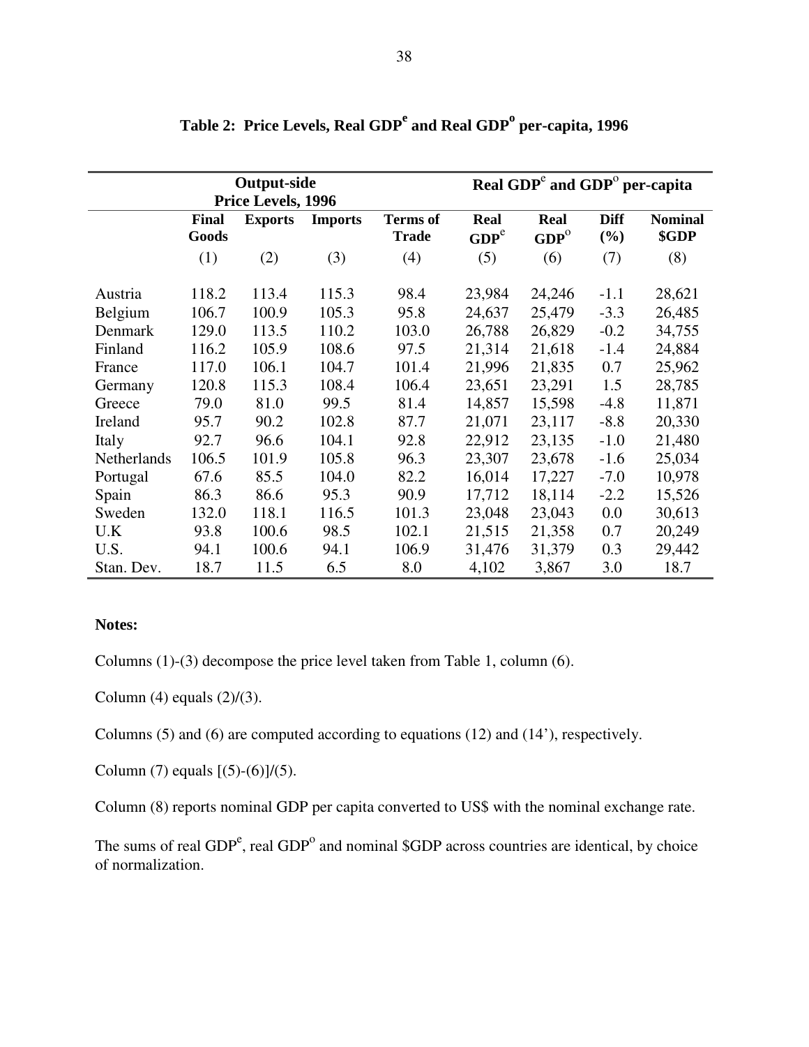## Table 2: Price Levels, Real GDP$^{e}$ and Real GDP$^{o}$ per-capita, 1996

| | Output-side Price Levels, 1996 | | | | Real GDP$^{e}$ and GDP$^{o}$ per-capita | | | |
|---|---|---|---|---|---|---|---|---|
| | **Final Goods** | **Exports** | **Imports** | **Terms of Trade** | **Real GDP$^{e}$** | **Real GDP$^{o}$** | **Diff (%)** | **Nominal $GDP** |
| | (1) | (2) | (3) | (4) | (5) | (6) | (7) | (8) |
| Austria | 118.2 | 113.4 | 115.3 | 98.4 | 23,984 | 24,246 | -1.1 | 28,621 |
| Belgium | 106.7 | 100.9 | 105.3 | 95.8 | 24,637 | 25,479 | -3.3 | 26,485 |
| Denmark | 129.0 | 113.5 | 110.2 | 103.0 | 26,788 | 26,829 | -0.2 | 34,755 |
| Finland | 116.2 | 105.9 | 108.6 | 97.5 | 21,314 | 21,618 | -1.4 | 24,884 |
| France | 117.0 | 106.1 | 104.7 | 101.4 | 21,996 | 21,835 | 0.7 | 25,962 |
| Germany | 120.8 | 115.3 | 108.4 | 106.4 | 23,651 | 23,291 | 1.5 | 28,785 |
| Greece | 79.0 | 81.0 | 99.5 | 81.4 | 14,857 | 15,598 | -4.8 | 11,871 |
| Ireland | 95.7 | 90.2 | 102.8 | 87.7 | 21,071 | 23,117 | -8.8 | 20,330 |
| Italy | 92.7 | 96.6 | 104.1 | 92.8 | 22,912 | 23,135 | -1.0 | 21,480 |
| Netherlands | 106.5 | 101.9 | 105.8 | 96.3 | 23,307 | 23,678 | -1.6 | 25,034 |
| Portugal | 67.6 | 85.5 | 104.0 | 82.2 | 16,014 | 17,227 | -7.0 | 10,978 |
| Spain | 86.3 | 86.6 | 95.3 | 90.9 | 17,712 | 18,114 | -2.2 | 15,526 |
| Sweden | 132.0 | 118.1 | 116.5 | 101.3 | 23,048 | 23,043 | 0.0 | 30,613 |
| U.K | 93.8 | 100.6 | 98.5 | 102.1 | 21,515 | 21,358 | 0.7 | 20,249 |
| U.S. | 94.1 | 100.6 | 94.1 | 106.9 | 31,476 | 31,379 | 0.3 | 29,442 |
| Stan. Dev. | 18.7 | 11.5 | 6.5 | 8.0 | 4,102 | 3,867 | 3.0 | 18.7 |

**Notes:**

Columns (1)-(3) decompose the price level taken from Table 1, column (6).

Column (4) equals (2)/(3).

Columns (5) and (6) are computed according to equations (12) and (14'), respectively.

Column (7) equals [(5)-(6)]/(5).

Column (8) reports nominal GDP per capita converted to US$ with the nominal exchange rate.

The sums of real GDP$^{e}$, real GDP$^{o}$ and nominal $GDP across countries are identical, by choice of normalization.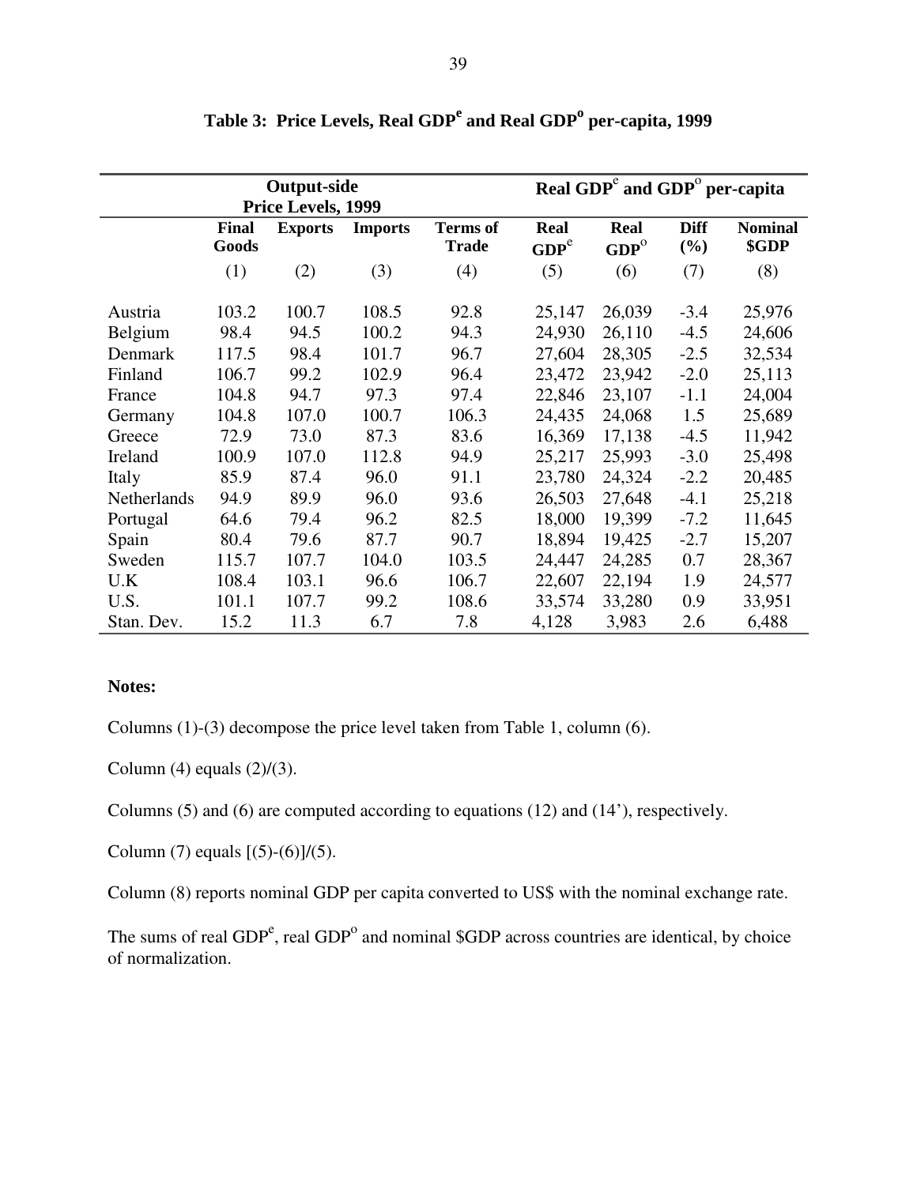# Table 3: Price Levels, Real GDP$^e$ and Real GDP$^o$ per-capita, 1999

| | Output-side Price Levels, 1999 | | | | Real GDP$^e$ and GDP$^o$ per-capita | | | |
|---|---|---|---|---|---|---|---|---|
| | **Final Goods** | **Exports** | **Imports** | **Terms of Trade** | **Real GDP$^e$** | **Real GDP$^o$** | **Diff (%)** | **Nominal $GDP** |
| | (1) | (2) | (3) | (4) | (5) | (6) | (7) | (8) |
| Austria | 103.2 | 100.7 | 108.5 | 92.8 | 25,147 | 26,039 | -3.4 | 25,976 |
| Belgium | 98.4 | 94.5 | 100.2 | 94.3 | 24,930 | 26,110 | -4.5 | 24,606 |
| Denmark | 117.5 | 98.4 | 101.7 | 96.7 | 27,604 | 28,305 | -2.5 | 32,534 |
| Finland | 106.7 | 99.2 | 102.9 | 96.4 | 23,472 | 23,942 | -2.0 | 25,113 |
| France | 104.8 | 94.7 | 97.3 | 97.4 | 22,846 | 23,107 | -1.1 | 24,004 |
| Germany | 104.8 | 107.0 | 100.7 | 106.3 | 24,435 | 24,068 | 1.5 | 25,689 |
| Greece | 72.9 | 73.0 | 87.3 | 83.6 | 16,369 | 17,138 | -4.5 | 11,942 |
| Ireland | 100.9 | 107.0 | 112.8 | 94.9 | 25,217 | 25,993 | -3.0 | 25,498 |
| Italy | 85.9 | 87.4 | 96.0 | 91.1 | 23,780 | 24,324 | -2.2 | 20,485 |
| Netherlands | 94.9 | 89.9 | 96.0 | 93.6 | 26,503 | 27,648 | -4.1 | 25,218 |
| Portugal | 64.6 | 79.4 | 96.2 | 82.5 | 18,000 | 19,399 | -7.2 | 11,645 |
| Spain | 80.4 | 79.6 | 87.7 | 90.7 | 18,894 | 19,425 | -2.7 | 15,207 |
| Sweden | 115.7 | 107.7 | 104.0 | 103.5 | 24,447 | 24,285 | 0.7 | 28,367 |
| U.K | 108.4 | 103.1 | 96.6 | 106.7 | 22,607 | 22,194 | 1.9 | 24,577 |
| U.S. | 101.1 | 107.7 | 99.2 | 108.6 | 33,574 | 33,280 | 0.9 | 33,951 |
| Stan. Dev. | 15.2 | 11.3 | 6.7 | 7.8 | 4,128 | 3,983 | 2.6 | 6,488 |

**Notes:**

Columns (1)-(3) decompose the price level taken from Table 1, column (6).

Column (4) equals (2)/(3).

Columns (5) and (6) are computed according to equations (12) and (14'), respectively.

Column (7) equals [(5)-(6)]/(5).

Column (8) reports nominal GDP per capita converted to US$ with the nominal exchange rate.

The sums of real GDP$^e$, real GDP$^o$ and nominal $GDP across countries are identical, by choice of normalization.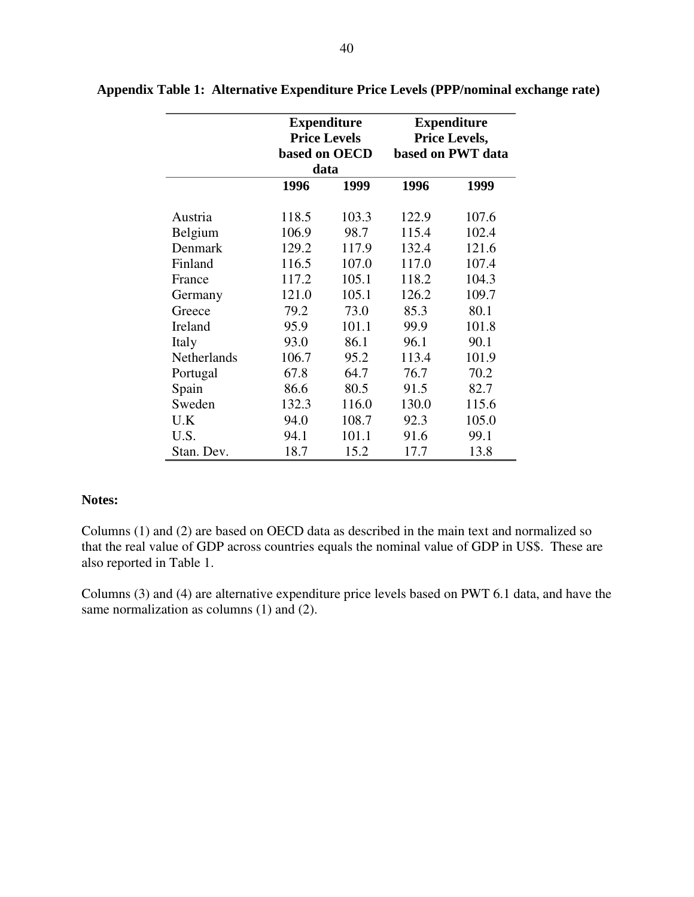**Appendix Table 1: Alternative Expenditure Price Levels (PPP/nominal exchange rate)**

| | Expenditure Price Levels based on OECD data | | Expenditure Price Levels, based on PWT data | |
|---|---|---|---|---|
| | **1996** | **1999** | **1996** | **1999** |
| Austria | 118.5 | 103.3 | 122.9 | 107.6 |
| Belgium | 106.9 | 98.7 | 115.4 | 102.4 |
| Denmark | 129.2 | 117.9 | 132.4 | 121.6 |
| Finland | 116.5 | 107.0 | 117.0 | 107.4 |
| France | 117.2 | 105.1 | 118.2 | 104.3 |
| Germany | 121.0 | 105.1 | 126.2 | 109.7 |
| Greece | 79.2 | 73.0 | 85.3 | 80.1 |
| Ireland | 95.9 | 101.1 | 99.9 | 101.8 |
| Italy | 93.0 | 86.1 | 96.1 | 90.1 |
| Netherlands | 106.7 | 95.2 | 113.4 | 101.9 |
| Portugal | 67.8 | 64.7 | 76.7 | 70.2 |
| Spain | 86.6 | 80.5 | 91.5 | 82.7 |
| Sweden | 132.3 | 116.0 | 130.0 | 115.6 |
| U.K | 94.0 | 108.7 | 92.3 | 105.0 |
| U.S. | 94.1 | 101.1 | 91.6 | 99.1 |
| Stan. Dev. | 18.7 | 15.2 | 17.7 | 13.8 |

**Notes:**

Columns (1) and (2) are based on OECD data as described in the main text and normalized so that the real value of GDP across countries equals the nominal value of GDP in US$. These are also reported in Table 1.

Columns (3) and (4) are alternative expenditure price levels based on PWT 6.1 data, and have the same normalization as columns (1) and (2).